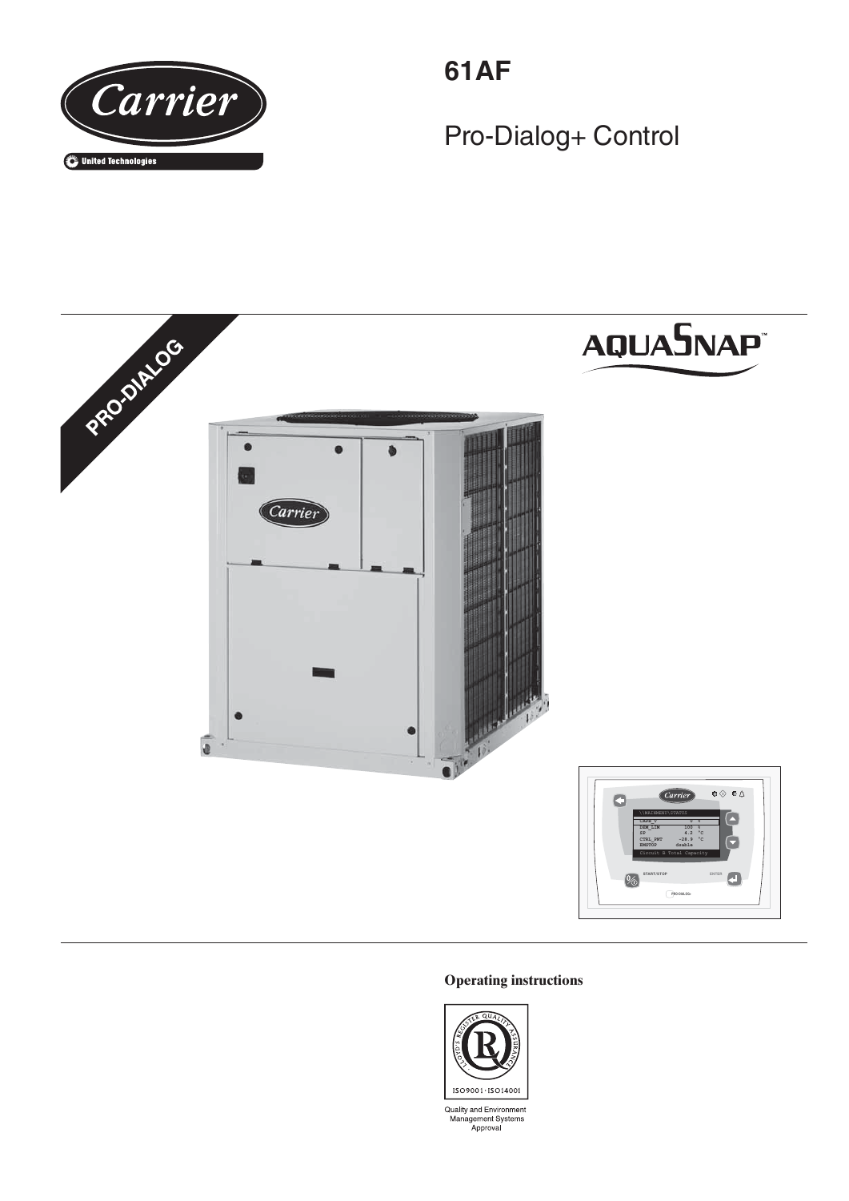# 61AF

## Pro-Dialog+ Control

**Operating instructions**

Quality and Environment Management Systems Approval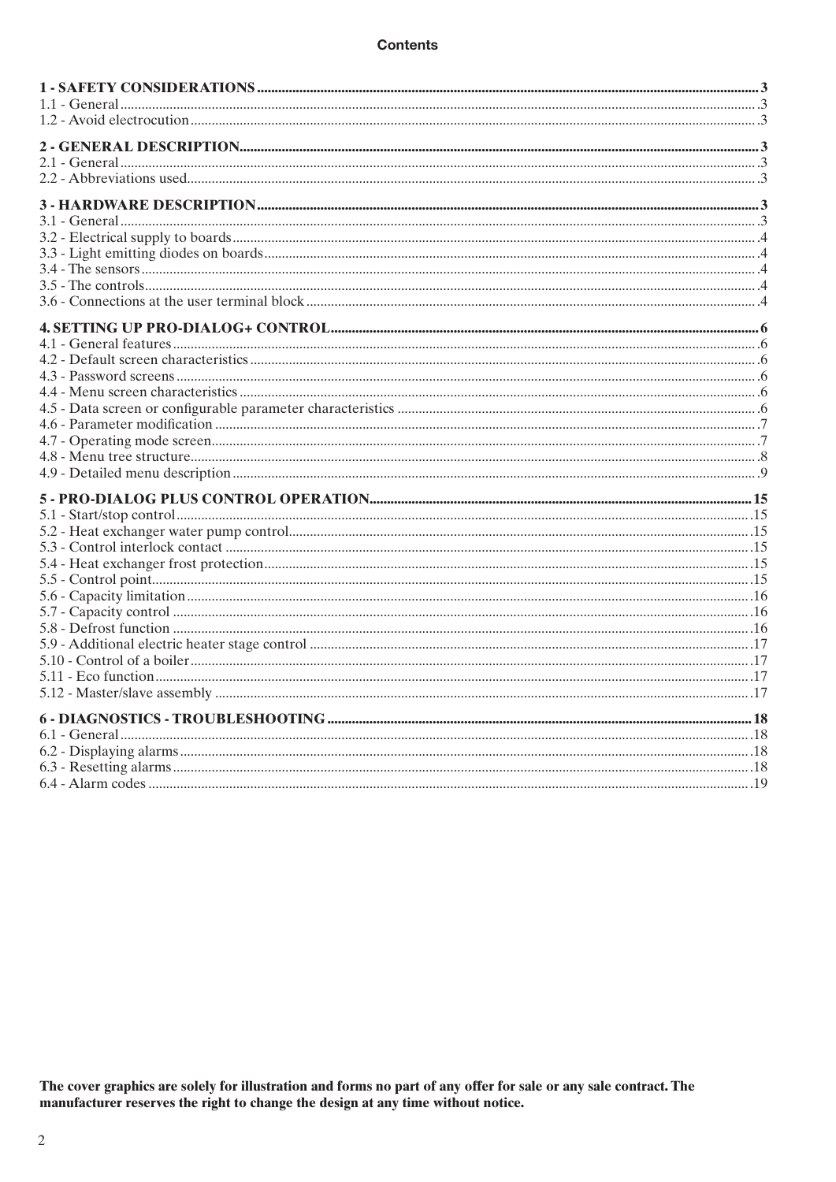## Contents

**1 - SAFETY CONSIDERATIONS** ........ 3
1.1 - General ........ 3
1.2 - Avoid electrocution ........ 3

**2 - GENERAL DESCRIPTION** ........ 3
2.1 - General ........ 3
2.2 - Abbreviations used ........ 3

**3 - HARDWARE DESCRIPTION** ........ 3
3.1 - General ........ 3
3.2 - Electrical supply to boards ........ 4
3.3 - Light emitting diodes on boards ........ 4
3.4 - The sensors ........ 4
3.5 - The controls ........ 4
3.6 - Connections at the user terminal block ........ 4

**4. SETTING UP PRO-DIALOG+ CONTROL** ........ 6
4.1 - General features ........ 6
4.2 - Default screen characteristics ........ 6
4.3 - Password screens ........ 6
4.4 - Menu screen characteristics ........ 6
4.5 - Data screen or configurable parameter characteristics ........ 6
4.6 - Parameter modification ........ 7
4.7 - Operating mode screen ........ 7
4.8 - Menu tree structure ........ 8
4.9 - Detailed menu description ........ 9

**5 - PRO-DIALOG PLUS CONTROL OPERATION** ........ 15
5.1 - Start/stop control ........ 15
5.2 - Heat exchanger water pump control ........ 15
5.3 - Control interlock contact ........ 15
5.4 - Heat exchanger frost protection ........ 15
5.5 - Control point ........ 15
5.6 - Capacity limitation ........ 16
5.7 - Capacity control ........ 16
5.8 - Defrost function ........ 16
5.9 - Additional electric heater stage control ........ 17
5.10 - Control of a boiler ........ 17
5.11 - Eco function ........ 17
5.12 - Master/slave assembly ........ 17

**6 - DIAGNOSTICS - TROUBLESHOOTING** ........ 18
6.1 - General ........ 18
6.2 - Displaying alarms ........ 18
6.3 - Resetting alarms ........ 18
6.4 - Alarm codes ........ 19

**The cover graphics are solely for illustration and forms no part of any offer for sale or any sale contract. The manufacturer reserves the right to change the design at any time without notice.**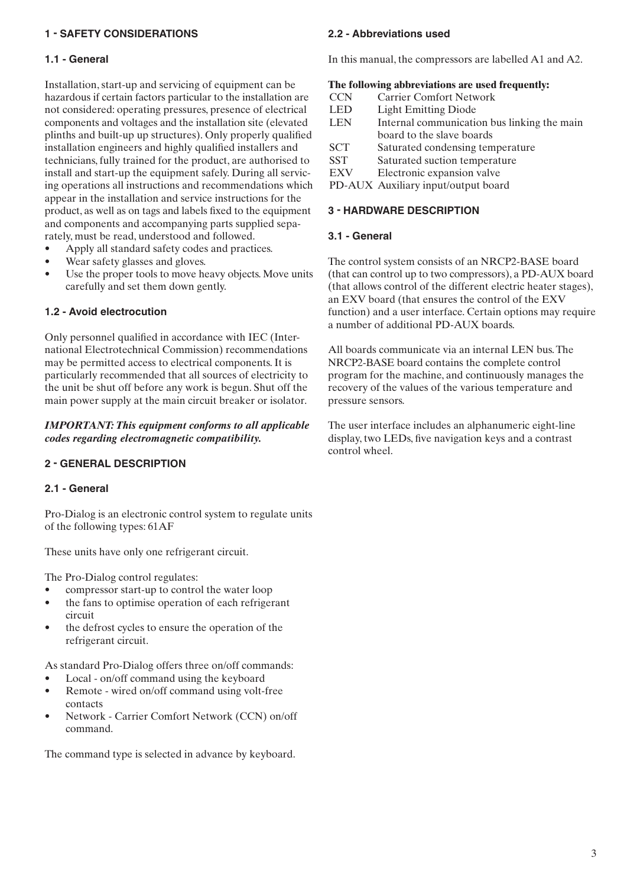## 1 - SAFETY CONSIDERATIONS

### 1.1 - General

Installation, start-up and servicing of equipment can be hazardous if certain factors particular to the installation are not considered: operating pressures, presence of electrical components and voltages and the installation site (elevated plinths and built-up up structures). Only properly qualified installation engineers and highly qualified installers and technicians, fully trained for the product, are authorised to install and start-up the equipment safely. During all servicing operations all instructions and recommendations which appear in the installation and service instructions for the product, as well as on tags and labels fixed to the equipment and components and accompanying parts supplied separately, must be read, understood and followed.

- Apply all standard safety codes and practices.
- Wear safety glasses and gloves.
- Use the proper tools to move heavy objects. Move units carefully and set them down gently.

### 1.2 - Avoid electrocution

Only personnel qualified in accordance with IEC (International Electrotechnical Commission) recommendations may be permitted access to electrical components. It is particularly recommended that all sources of electricity to the unit be shut off before any work is begun. Shut off the main power supply at the main circuit breaker or isolator.

***IMPORTANT: This equipment conforms to all applicable codes regarding electromagnetic compatibility.***

## 2 - GENERAL DESCRIPTION

### 2.1 - General

Pro-Dialog is an electronic control system to regulate units of the following types: 61AF

These units have only one refrigerant circuit.

The Pro-Dialog control regulates:

- compressor start-up to control the water loop
- the fans to optimise operation of each refrigerant circuit
- the defrost cycles to ensure the operation of the refrigerant circuit.

As standard Pro-Dialog offers three on/off commands:

- Local - on/off command using the keyboard
- Remote - wired on/off command using volt-free contacts
- Network - Carrier Comfort Network (CCN) on/off command.

The command type is selected in advance by keyboard.

### 2.2 - Abbreviations used

In this manual, the compressors are labelled A1 and A2.

**The following abbreviations are used frequently:**

| | |
|---|---|
| CCN | Carrier Comfort Network |
| LED | Light Emitting Diode |
| LEN | Internal communication bus linking the main board to the slave boards |
| SCT | Saturated condensing temperature |
| SST | Saturated suction temperature |
| EXV | Electronic expansion valve |
| PD-AUX | Auxiliary input/output board |

## 3 - HARDWARE DESCRIPTION

### 3.1 - General

The control system consists of an NRCP2-BASE board (that can control up to two compressors), a PD-AUX board (that allows control of the different electric heater stages), an EXV board (that ensures the control of the EXV function) and a user interface. Certain options may require a number of additional PD-AUX boards.

All boards communicate via an internal LEN bus. The NRCP2-BASE board contains the complete control program for the machine, and continuously manages the recovery of the values of the various temperature and pressure sensors.

The user interface includes an alphanumeric eight-line display, two LEDs, five navigation keys and a contrast control wheel.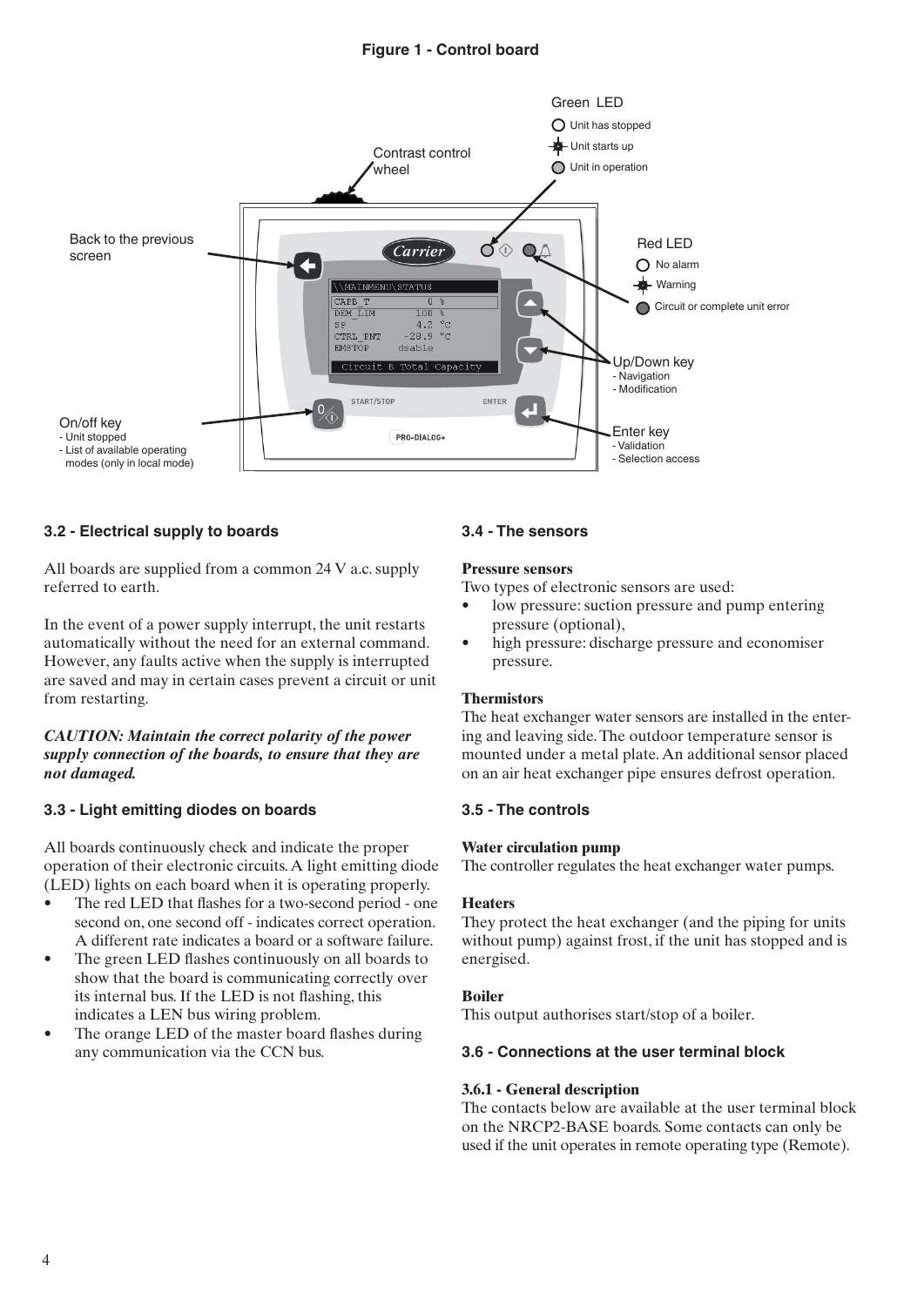**Figure 1 - Control board**

### 3.2 - Electrical supply to boards

All boards are supplied from a common 24 V a.c. supply referred to earth.

In the event of a power supply interrupt, the unit restarts automatically without the need for an external command. However, any faults active when the supply is interrupted are saved and may in certain cases prevent a circuit or unit from restarting.

***CAUTION: Maintain the correct polarity of the power supply connection of the boards, to ensure that they are not damaged.***

### 3.3 - Light emitting diodes on boards

All boards continuously check and indicate the proper operation of their electronic circuits. A light emitting diode (LED) lights on each board when it is operating properly.

- The red LED that flashes for a two-second period - one second on, one second off - indicates correct operation. A different rate indicates a board or a software failure.
- The green LED flashes continuously on all boards to show that the board is communicating correctly over its internal bus. If the LED is not flashing, this indicates a LEN bus wiring problem.
- The orange LED of the master board flashes during any communication via the CCN bus.

### 3.4 - The sensors

**Pressure sensors**

Two types of electronic sensors are used:

- low pressure: suction pressure and pump entering pressure (optional),
- high pressure: discharge pressure and economiser pressure.

**Thermistors**

The heat exchanger water sensors are installed in the entering and leaving side. The outdoor temperature sensor is mounted under a metal plate. An additional sensor placed on an air heat exchanger pipe ensures defrost operation.

### 3.5 - The controls

**Water circulation pump**

The controller regulates the heat exchanger water pumps.

**Heaters**

They protect the heat exchanger (and the piping for units without pump) against frost, if the unit has stopped and is energised.

**Boiler**

This output authorises start/stop of a boiler.

### 3.6 - Connections at the user terminal block

**3.6.1 - General description**

The contacts below are available at the user terminal block on the NRCP2-BASE boards. Some contacts can only be used if the unit operates in remote operating type (Remote).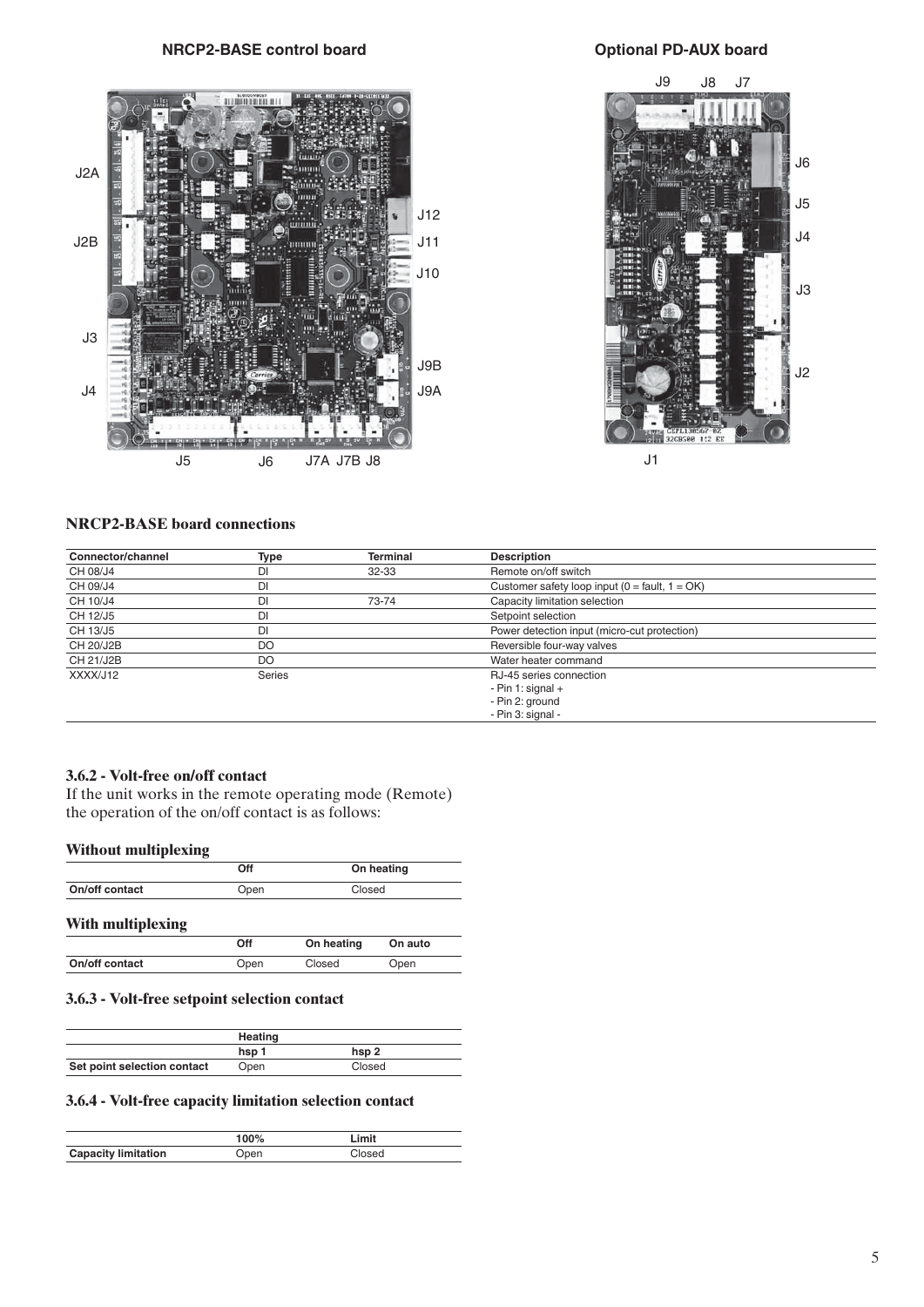**NRCP2-BASE control board**

**Optional PD-AUX board**

### NRCP2-BASE board connections

| Connector/channel | Type | Terminal | Description |
|---|---|---|---|
| CH 08/J4 | DI | 32-33 | Remote on/off switch |
| CH 09/J4 | DI | | Customer safety loop input (0 = fault, 1 = OK) |
| CH 10/J4 | DI | 73-74 | Capacity limitation selection |
| CH 12/J5 | DI | | Setpoint selection |
| CH 13/J5 | DI | | Power detection input (micro-cut protection) |
| CH 20/J2B | DO | | Reversible four-way valves |
| CH 21/J2B | DO | | Water heater command |
| XXXX/J12 | Series | | RJ-45 series connection<br>- Pin 1: signal +<br>- Pin 2: ground<br>- Pin 3: signal - |

### 3.6.2 - Volt-free on/off contact

If the unit works in the remote operating mode (Remote) the operation of the on/off contact is as follows:

**Without multiplexing**

| | Off | On heating |
|---|---|---|
| On/off contact | Open | Closed |

**With multiplexing**

| | Off | On heating | On auto |
|---|---|---|---|
| On/off contact | Open | Closed | Open |

### 3.6.3 - Volt-free setpoint selection contact

| | Heating | |
|---|---|---|
| | hsp 1 | hsp 2 |
| Set point selection contact | Open | Closed |

### 3.6.4 - Volt-free capacity limitation selection contact

| | 100% | Limit |
|---|---|---|
| Capacity limitation | Open | Closed |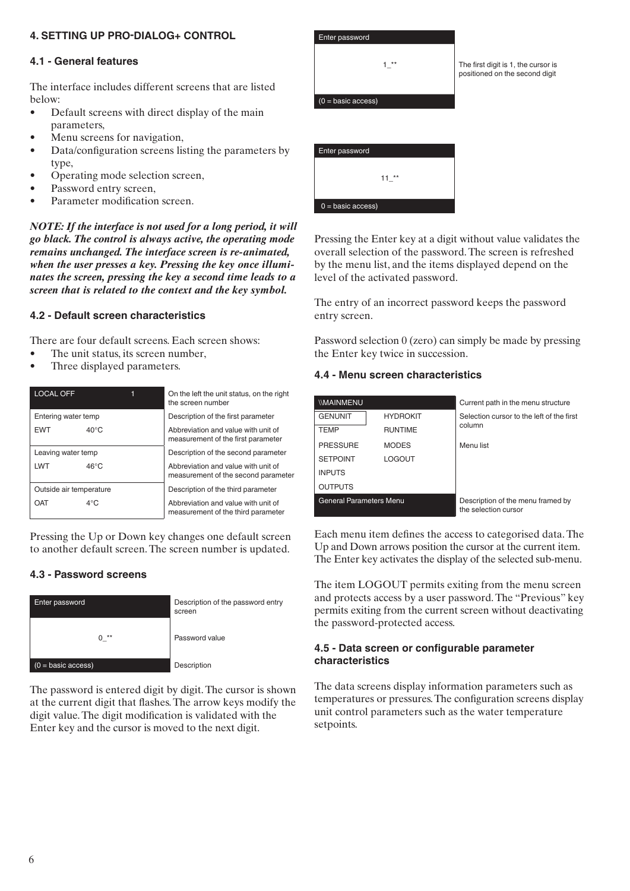## 4. SETTING UP PRO-DIALOG+ CONTROL

### 4.1 - General features

The interface includes different screens that are listed below:

- Default screens with direct display of the main parameters,
- Menu screens for navigation,
- Data/configuration screens listing the parameters by type,
- Operating mode selection screen,
- Password entry screen,
- Parameter modification screen.

***NOTE: If the interface is not used for a long period, it will go black. The control is always active, the operating mode remains unchanged. The interface screen is re-animated, when the user presses a key. Pressing the key once illuminates the screen, pressing the key a second time leads to a screen that is related to the context and the key symbol.***

### 4.2 - Default screen characteristics

There are four default screens. Each screen shows:

- The unit status, its screen number,
- Three displayed parameters.

| Screen | | |
|---|---|---|
| LOCAL OFF | 1 | On the left the unit status, on the right the screen number |
| Entering water temp | | Description of the first parameter |
| EWT | 40°C | Abbreviation and value with unit of measurement of the first parameter |
| Leaving water temp | | Description of the second parameter |
| LWT | 46°C | Abbreviation and value with unit of measurement of the second parameter |
| Outside air temperature | | Description of the third parameter |
| OAT | 4°C | Abbreviation and value with unit of measurement of the third parameter |

Pressing the Up or Down key changes one default screen to another default screen. The screen number is updated.

### 4.3 - Password screens

| Screen | |
|---|---|
| Enter password | Description of the password entry screen |
| 0_** | Password value |
| (0 = basic access) | Description |

The password is entered digit by digit. The cursor is shown at the current digit that flashes. The arrow keys modify the digit value. The digit modification is validated with the Enter key and the cursor is moved to the next digit.

| Screen | |
|---|---|
| Enter password | |
| 1_** | The first digit is 1, the cursor is positioned on the second digit |
| (0 = basic access) | |

| Screen |
|---|
| Enter password |
| 11_** |
| 0 = basic access) |

Pressing the Enter key at a digit without value validates the overall selection of the password. The screen is refreshed by the menu list, and the items displayed depend on the level of the activated password.

The entry of an incorrect password keeps the password entry screen.

Password selection 0 (zero) can simply be made by pressing the Enter key twice in succession.

### 4.4 - Menu screen characteristics

| Screen | | |
|---|---|---|
| \\MAINMENU | | Current path in the menu structure |
| GENUNIT | HYDROKIT | Selection cursor to the left of the first column |
| TEMP | RUNTIME | |
| PRESSURE | MODES | Menu list |
| SETPOINT | LOGOUT | |
| INPUTS | | |
| OUTPUTS | | |
| General Parameters Menu | | Description of the menu framed by the selection cursor |

Each menu item defines the access to categorised data. The Up and Down arrows position the cursor at the current item. The Enter key activates the display of the selected sub-menu.

The item LOGOUT permits exiting from the menu screen and protects access by a user password. The "Previous" key permits exiting from the current screen without deactivating the password-protected access.

### 4.5 - Data screen or configurable parameter characteristics

The data screens display information parameters such as temperatures or pressures. The configuration screens display unit control parameters such as the water temperature setpoints.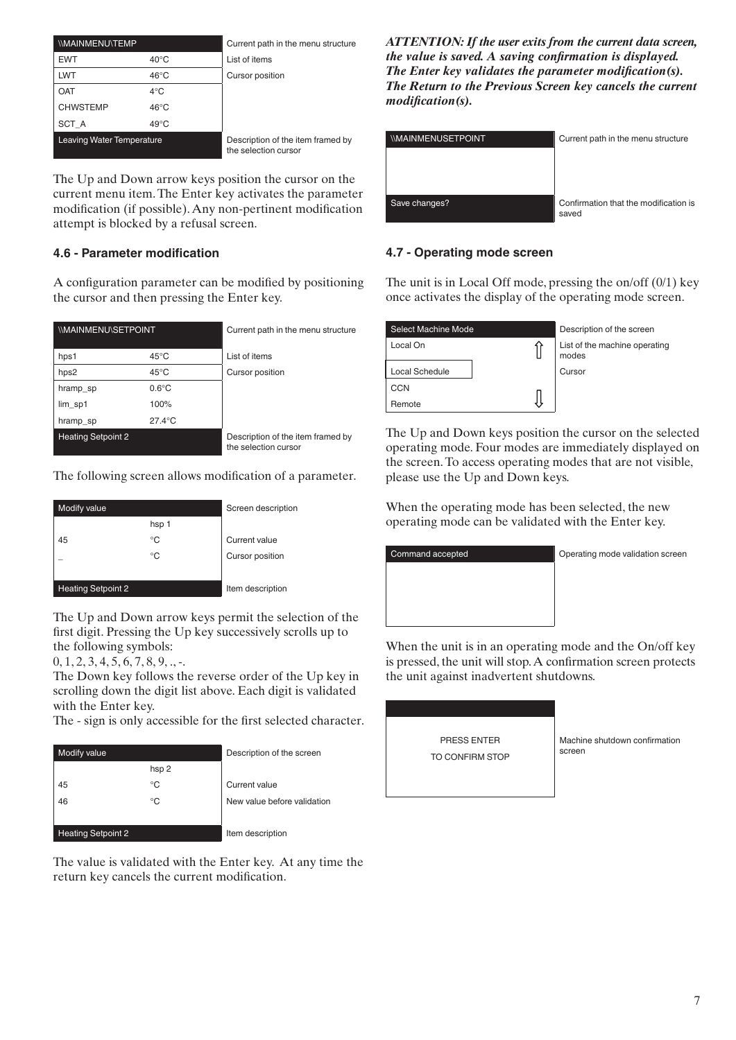| \\MAINMENU\TEMP | | Current path in the menu structure |
|---|---|---|
| EWT | 40°C | List of items |
| LWT | 46°C | Cursor position |
| OAT | 4°C | |
| CHWSTEMP | 46°C | |
| SCT_A | 49°C | |
| Leaving Water Temperature | | Description of the item framed by the selection cursor |

The Up and Down arrow keys position the cursor on the current menu item. The Enter key activates the parameter modification (if possible). Any non-pertinent modification attempt is blocked by a refusal screen.

### 4.6 - Parameter modification

A configuration parameter can be modified by positioning the cursor and then pressing the Enter key.

| \\MAINMENU\SETPOINT | | Current path in the menu structure |
|---|---|---|
| hps1 | 45°C | List of items |
| hps2 | 45°C | Cursor position |
| hramp_sp | 0.6°C | |
| lim_sp1 | 100% | |
| hramp_sp | 27.4°C | |
| Heating Setpoint 2 | | Description of the item framed by the selection cursor |

The following screen allows modification of a parameter.

| Modify value | | Screen description |
|---|---|---|
| | hsp 1 | |
| 45 | °C | Current value |
| _ | °C | Cursor position |
| Heating Setpoint 2 | | Item description |

The Up and Down arrow keys permit the selection of the first digit. Pressing the Up key successively scrolls up to the following symbols:
0, 1, 2, 3, 4, 5, 6, 7, 8, 9, ., -.
The Down key follows the reverse order of the Up key in scrolling down the digit list above. Each digit is validated with the Enter key.
The - sign is only accessible for the first selected character.

| Modify value | | Description of the screen |
|---|---|---|
| | hsp 2 | |
| 45 | °C | Current value |
| 46 | °C | New value before validation |
| Heating Setpoint 2 | | Item description |

The value is validated with the Enter key. At any time the return key cancels the current modification.

***ATTENTION: If the user exits from the current data screen, the value is saved. A saving confirmation is displayed. The Enter key validates the parameter modification(s). The Return to the Previous Screen key cancels the current modification(s).***

| \\MAINMENUSETPOINT | Current path in the menu structure |
|---|---|
| Save changes? | Confirmation that the modification is saved |

### 4.7 - Operating mode screen

The unit is in Local Off mode, pressing the on/off (0/1) key once activates the display of the operating mode screen.

| Select Machine Mode | Description of the screen |
|---|---|
| Local On | List of the machine operating modes |
| Local Schedule | Cursor |
| CCN | |
| Remote | |

The Up and Down keys position the cursor on the selected operating mode. Four modes are immediately displayed on the screen. To access operating modes that are not visible, please use the Up and Down keys.

When the operating mode has been selected, the new operating mode can be validated with the Enter key.

| Command accepted | Operating mode validation screen |
|---|---|

When the unit is in an operating mode and the On/off key is pressed, the unit will stop. A confirmation screen protects the unit against inadvertent shutdowns.

| | |
|---|---|
| PRESS ENTER TO CONFIRM STOP | Machine shutdown confirmation screen |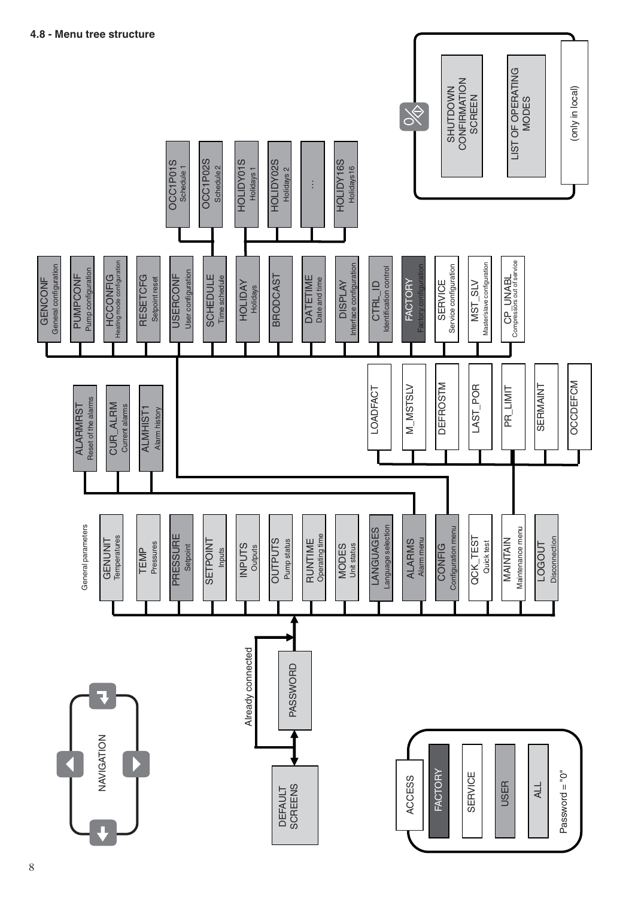#### 4.8 - Menu tree structure

**NAVIGATION**

DEFAULT SCREENS → PASSWORD (Already connected)

**General parameters**

- GENUNIT – Temperatures
- TEMP – Pressures
- PRESSURE – Setpoint
- SETPOINT – Inputs
- INPUTS – Outputs
- OUTPUTS – Pump status
- RUNTIME – Operating time
- MODES – Unit status
- LANGUAGES – Language selection
- ALARMS – Alarm menu
  - ALARMRST – Reset of the alarms
  - CUR_ALRM – Current alarms
  - ALMHIST1 – Alarm history
- CONFIG – Configuration menu
  - GENCONF – General configuration
  - PUMPCONF – Pump configuration
  - HCCONFIG – Heating mode configuration
  - RESETCFG – Setpoint reset
  - USERCONF – User configuration
  - SCHEDULE – Time schedule
    - OCC1P01S – Schedule 1
    - OCC1P02S – Schedule 2
  - HOLIDAY – Holidays
    - HOLIDY01S – Holidays 1
    - HOLIDY02S – Holidays 2
    - ...
    - HOLIDY16S – Holidays16
  - BRODCAST
  - DATETIME – Date and time
  - DISPLAY – Interface configuration
  - CTRL_ID – Identification control
  - FACTORY – Factory configuration
  - SERVICE – Service configuration
  - MST_SLV – Master/slave configuration
  - CP_UNABL – Compressors out of service
- QCK_TEST – Quick test
- MAINTAIN – Maintenance menu
  - LOADFACT
  - M_MSTSLV
  - DEFROSTM
  - LAST_POR
  - PR_LIMIT
  - SERMAINT
  - OCCDEFCM
- LOGOUT – Disconnection

**Start/Stop button:**

- SHUTDOWN CONFIRMATION SCREEN
- LIST OF OPERATING MODES

(only in local)

**ACCESS**

- FACTORY
- SERVICE
- USER
- ALL

Password = "0"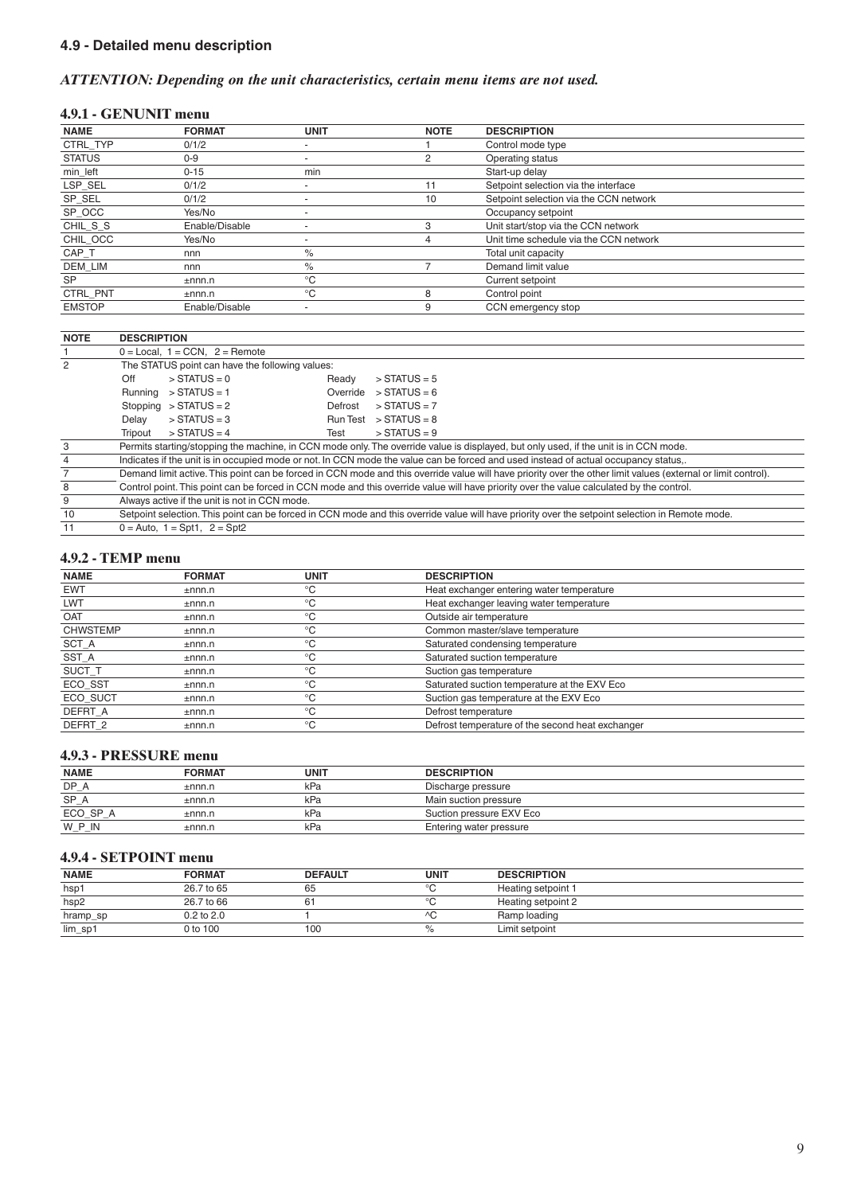### 4.9 - Detailed menu description

***ATTENTION: Depending on the unit characteristics, certain menu items are not used.***

#### 4.9.1 - GENUNIT menu

| NAME | FORMAT | UNIT | NOTE | DESCRIPTION |
|---|---|---|---|---|
| CTRL_TYP | 0/1/2 | - | 1 | Control mode type |
| STATUS | 0-9 | - | 2 | Operating status |
| min_left | 0-15 | min | | Start-up delay |
| LSP_SEL | 0/1/2 | - | 11 | Setpoint selection via the interface |
| SP_SEL | 0/1/2 | - | 10 | Setpoint selection via the CCN network |
| SP_OCC | Yes/No | - | | Occupancy setpoint |
| CHIL_S_S | Enable/Disable | - | 3 | Unit start/stop via the CCN network |
| CHIL_OCC | Yes/No | - | 4 | Unit time schedule via the CCN network |
| CAP_T | nnn | % | | Total unit capacity |
| DEM_LIM | nnn | % | 7 | Demand limit value |
| SP | ±nnn.n | °C | | Current setpoint |
| CTRL_PNT | ±nnn.n | °C | 8 | Control point |
| EMSTOP | Enable/Disable | - | 9 | CCN emergency stop |

| NOTE | DESCRIPTION |
|---|---|
| 1 | 0 = Local, 1 = CCN, 2 = Remote |
| 2 | The STATUS point can have the following values:<br>Off > STATUS = 0 — Ready > STATUS = 5<br>Running > STATUS = 1 — Override > STATUS = 6<br>Stopping > STATUS = 2 — Defrost > STATUS = 7<br>Delay > STATUS = 3 — Run Test > STATUS = 8<br>Tripout > STATUS = 4 — Test > STATUS = 9 |
| 3 | Permits starting/stopping the machine, in CCN mode only. The override value is displayed, but only used, if the unit is in CCN mode. |
| 4 | Indicates if the unit is in occupied mode or not. In CCN mode the value can be forced and used instead of actual occupancy status,. |
| 7 | Demand limit active. This point can be forced in CCN mode and this override value will have priority over the other limit values (external or limit control). |
| 8 | Control point. This point can be forced in CCN mode and this override value will have priority over the value calculated by the control. |
| 9 | Always active if the unit is not in CCN mode. |
| 10 | Setpoint selection. This point can be forced in CCN mode and this override value will have priority over the setpoint selection in Remote mode. |
| 11 | 0 = Auto, 1 = Spt1, 2 = Spt2 |

#### 4.9.2 - TEMP menu

| NAME | FORMAT | UNIT | DESCRIPTION |
|---|---|---|---|
| EWT | ±nnn.n | °C | Heat exchanger entering water temperature |
| LWT | ±nnn.n | °C | Heat exchanger leaving water temperature |
| OAT | ±nnn.n | °C | Outside air temperature |
| CHWSTEMP | ±nnn.n | °C | Common master/slave temperature |
| SCT_A | ±nnn.n | °C | Saturated condensing temperature |
| SST_A | ±nnn.n | °C | Saturated suction temperature |
| SUCT_T | ±nnn.n | °C | Suction gas temperature |
| ECO_SST | ±nnn.n | °C | Saturated suction temperature at the EXV Eco |
| ECO_SUCT | ±nnn.n | °C | Suction gas temperature at the EXV Eco |
| DEFRT_A | ±nnn.n | °C | Defrost temperature |
| DEFRT_2 | ±nnn.n | °C | Defrost temperature of the second heat exchanger |

#### 4.9.3 - PRESSURE menu

| NAME | FORMAT | UNIT | DESCRIPTION |
|---|---|---|---|
| DP_A | ±nnn.n | kPa | Discharge pressure |
| SP_A | ±nnn.n | kPa | Main suction pressure |
| ECO_SP_A | ±nnn.n | kPa | Suction pressure EXV Eco |
| W_P_IN | ±nnn.n | kPa | Entering water pressure |

#### 4.9.4 - SETPOINT menu

| NAME | FORMAT | DEFAULT | UNIT | DESCRIPTION |
|---|---|---|---|---|
| hsp1 | 26.7 to 65 | 65 | °C | Heating setpoint 1 |
| hsp2 | 26.7 to 66 | 61 | °C | Heating setpoint 2 |
| hramp_sp | 0.2 to 2.0 | 1 | ^C | Ramp loading |
| lim_sp1 | 0 to 100 | 100 | % | Limit setpoint |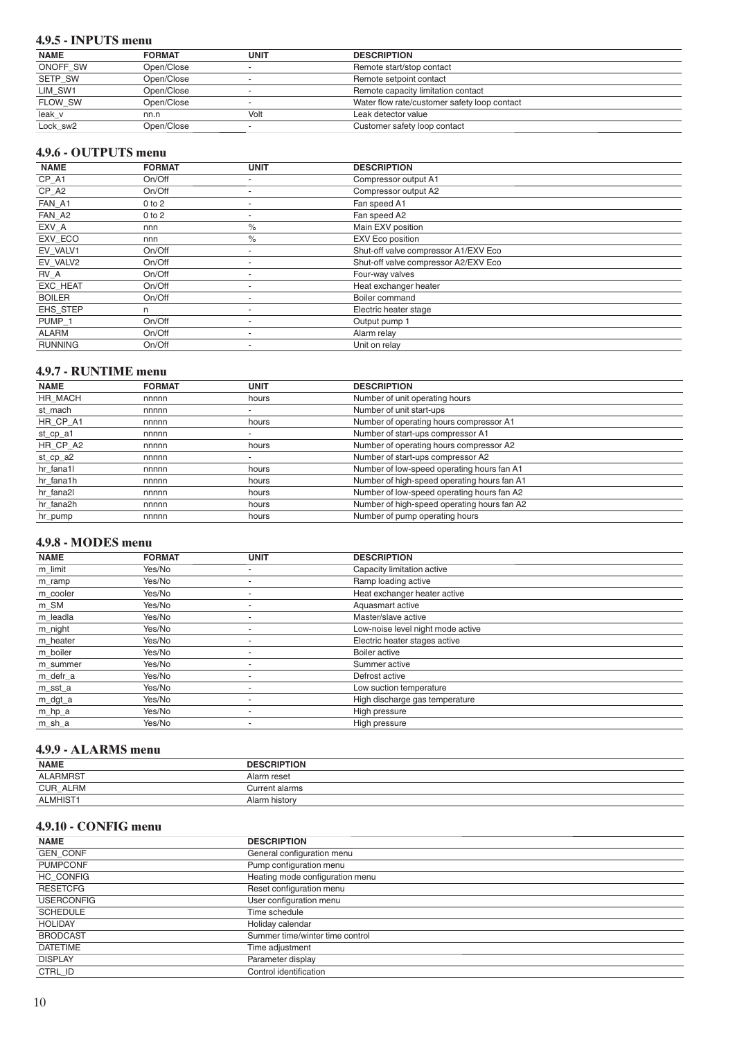### 4.9.5 - INPUTS menu

| NAME | FORMAT | UNIT | DESCRIPTION |
|---|---|---|---|
| ONOFF_SW | Open/Close | - | Remote start/stop contact |
| SETP_SW | Open/Close | - | Remote setpoint contact |
| LIM_SW1 | Open/Close | - | Remote capacity limitation contact |
| FLOW_SW | Open/Close | - | Water flow rate/customer safety loop contact |
| leak_v | nn.n | Volt | Leak detector value |
| Lock_sw2 | Open/Close | - | Customer safety loop contact |

### 4.9.6 - OUTPUTS menu

| NAME | FORMAT | UNIT | DESCRIPTION |
|---|---|---|---|
| CP_A1 | On/Off | - | Compressor output A1 |
| CP_A2 | On/Off | - | Compressor output A2 |
| FAN_A1 | 0 to 2 | - | Fan speed A1 |
| FAN_A2 | 0 to 2 | - | Fan speed A2 |
| EXV_A | nnn | % | Main EXV position |
| EXV_ECO | nnn | % | EXV Eco position |
| EV_VALV1 | On/Off | - | Shut-off valve compressor A1/EXV Eco |
| EV_VALV2 | On/Off | - | Shut-off valve compressor A2/EXV Eco |
| RV_A | On/Off | - | Four-way valves |
| EXC_HEAT | On/Off | - | Heat exchanger heater |
| BOILER | On/Off | - | Boiler command |
| EHS_STEP | n | - | Electric heater stage |
| PUMP_1 | On/Off | - | Output pump 1 |
| ALARM | On/Off | - | Alarm relay |
| RUNNING | On/Off | - | Unit on relay |

### 4.9.7 - RUNTIME menu

| NAME | FORMAT | UNIT | DESCRIPTION |
|---|---|---|---|
| HR_MACH | nnnnn | hours | Number of unit operating hours |
| st_mach | nnnnn | - | Number of unit start-ups |
| HR_CP_A1 | nnnnn | hours | Number of operating hours compressor A1 |
| st_cp_a1 | nnnnn | - | Number of start-ups compressor A1 |
| HR_CP_A2 | nnnnn | hours | Number of operating hours compressor A2 |
| st_cp_a2 | nnnnn | - | Number of start-ups compressor A2 |
| hr_fana1l | nnnnn | hours | Number of low-speed operating hours fan A1 |
| hr_fana1h | nnnnn | hours | Number of high-speed operating hours fan A1 |
| hr_fana2l | nnnnn | hours | Number of low-speed operating hours fan A2 |
| hr_fana2h | nnnnn | hours | Number of high-speed operating hours fan A2 |
| hr_pump | nnnnn | hours | Number of pump operating hours |

### 4.9.8 - MODES menu

| NAME | FORMAT | UNIT | DESCRIPTION |
|---|---|---|---|
| m_limit | Yes/No | - | Capacity limitation active |
| m_ramp | Yes/No | - | Ramp loading active |
| m_cooler | Yes/No | - | Heat exchanger heater active |
| m_SM | Yes/No | - | Aquasmart active |
| m_leadla | Yes/No | - | Master/slave active |
| m_night | Yes/No | - | Low-noise level night mode active |
| m_heater | Yes/No | - | Electric heater stages active |
| m_boiler | Yes/No | - | Boiler active |
| m_summer | Yes/No | - | Summer active |
| m_defr_a | Yes/No | - | Defrost active |
| m_sst_a | Yes/No | - | Low suction temperature |
| m_dgt_a | Yes/No | - | High discharge gas temperature |
| m_hp_a | Yes/No | - | High pressure |
| m_sh_a | Yes/No | - | High pressure |

### 4.9.9 - ALARMS menu

| NAME | DESCRIPTION |
|---|---|
| ALARMRST | Alarm reset |
| CUR_ALRM | Current alarms |
| ALMHIST1 | Alarm history |

### 4.9.10 - CONFIG menu

| NAME | DESCRIPTION |
|---|---|
| GEN_CONF | General configuration menu |
| PUMPCONF | Pump configuration menu |
| HC_CONFIG | Heating mode configuration menu |
| RESETCFG | Reset configuration menu |
| USERCONFIG | User configuration menu |
| SCHEDULE | Time schedule |
| HOLIDAY | Holiday calendar |
| BRODCAST | Summer time/winter time control |
| DATETIME | Time adjustment |
| DISPLAY | Parameter display |
| CTRL_ID | Control identification |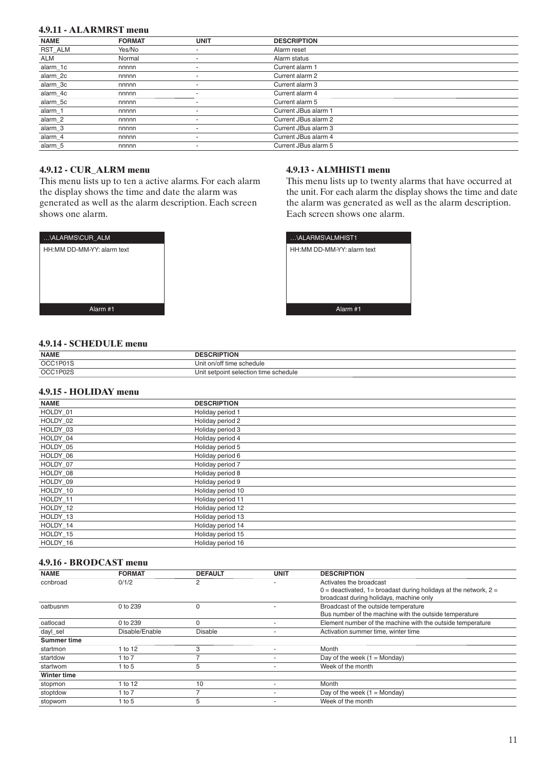### 4.9.11 - ALARMRST menu

| NAME | FORMAT | UNIT | DESCRIPTION |
|---|---|---|---|
| RST_ALM | Yes/No | - | Alarm reset |
| ALM | Normal | - | Alarm status |
| alarm_1c | nnnnn | - | Current alarm 1 |
| alarm_2c | nnnnn | - | Current alarm 2 |
| alarm_3c | nnnnn | - | Current alarm 3 |
| alarm_4c | nnnnn | - | Current alarm 4 |
| alarm_5c | nnnnn | - | Current alarm 5 |
| alarm_1 | nnnnn | - | Current JBus alarm 1 |
| alarm_2 | nnnnn | - | Current JBus alarm 2 |
| alarm_3 | nnnnn | - | Current JBus alarm 3 |
| alarm_4 | nnnnn | - | Current JBus alarm 4 |
| alarm_5 | nnnnn | - | Current JBus alarm 5 |

### 4.9.12 - CUR_ALRM menu

This menu lists up to ten a active alarms. For each alarm the display shows the time and date the alarm was generated as well as the alarm description. Each screen shows one alarm.

| …\ALARMS\CUR_ALM |
|---|
| HH:MM DD-MM-YY: alarm text |
| Alarm #1 |

### 4.9.13 - ALMHIST1 menu

This menu lists up to twenty alarms that have occurred at the unit. For each alarm the display shows the time and date the alarm was generated as well as the alarm description. Each screen shows one alarm.

| …\ALARMS\ALMHIST1 |
|---|
| HH:MM DD-MM-YY: alarm text |
| Alarm #1 |

### 4.9.14 - SCHEDULE menu

| NAME | DESCRIPTION |
|---|---|
| OCC1P01S | Unit on/off time schedule |
| OCC1P02S | Unit setpoint selection time schedule |

### 4.9.15 - HOLIDAY menu

| NAME | DESCRIPTION |
|---|---|
| HOLDY_01 | Holiday period 1 |
| HOLDY_02 | Holiday period 2 |
| HOLDY_03 | Holiday period 3 |
| HOLDY_04 | Holiday period 4 |
| HOLDY_05 | Holiday period 5 |
| HOLDY_06 | Holiday period 6 |
| HOLDY_07 | Holiday period 7 |
| HOLDY_08 | Holiday period 8 |
| HOLDY_09 | Holiday period 9 |
| HOLDY_10 | Holiday period 10 |
| HOLDY_11 | Holiday period 11 |
| HOLDY_12 | Holiday period 12 |
| HOLDY_13 | Holiday period 13 |
| HOLDY_14 | Holiday period 14 |
| HOLDY_15 | Holiday period 15 |
| HOLDY_16 | Holiday period 16 |

### 4.9.16 - BRODCAST menu

| NAME | FORMAT | DEFAULT | UNIT | DESCRIPTION |
|---|---|---|---|---|
| ccnbroad | 0/1/2 | 2 | - | Activates the broadcast<br>0 = deactivated, 1= broadast during holidays at the network, 2 = broadcast during holidays, machine only |
| oatbusnm | 0 to 239 | 0 | - | Broadcast of the outside temperature<br>Bus number of the machine with the outside temperature |
| oatlocad | 0 to 239 | 0 | - | Element number of the machine with the outside temperature |
| dayl_sel | Disable/Enable | Disable | - | Activation summer time, winter time |
| **Summer time** | | | | |
| startmon | 1 to 12 | 3 | - | Month |
| startdow | 1 to 7 | 7 | - | Day of the week (1 = Monday) |
| startwom | 1 to 5 | 5 | - | Week of the month |
| **Winter time** | | | | |
| stopmon | 1 to 12 | 10 | - | Month |
| stoptdow | 1 to 7 | 7 | - | Day of the week (1 = Monday) |
| stopwom | 1 to 5 | 5 | - | Week of the month |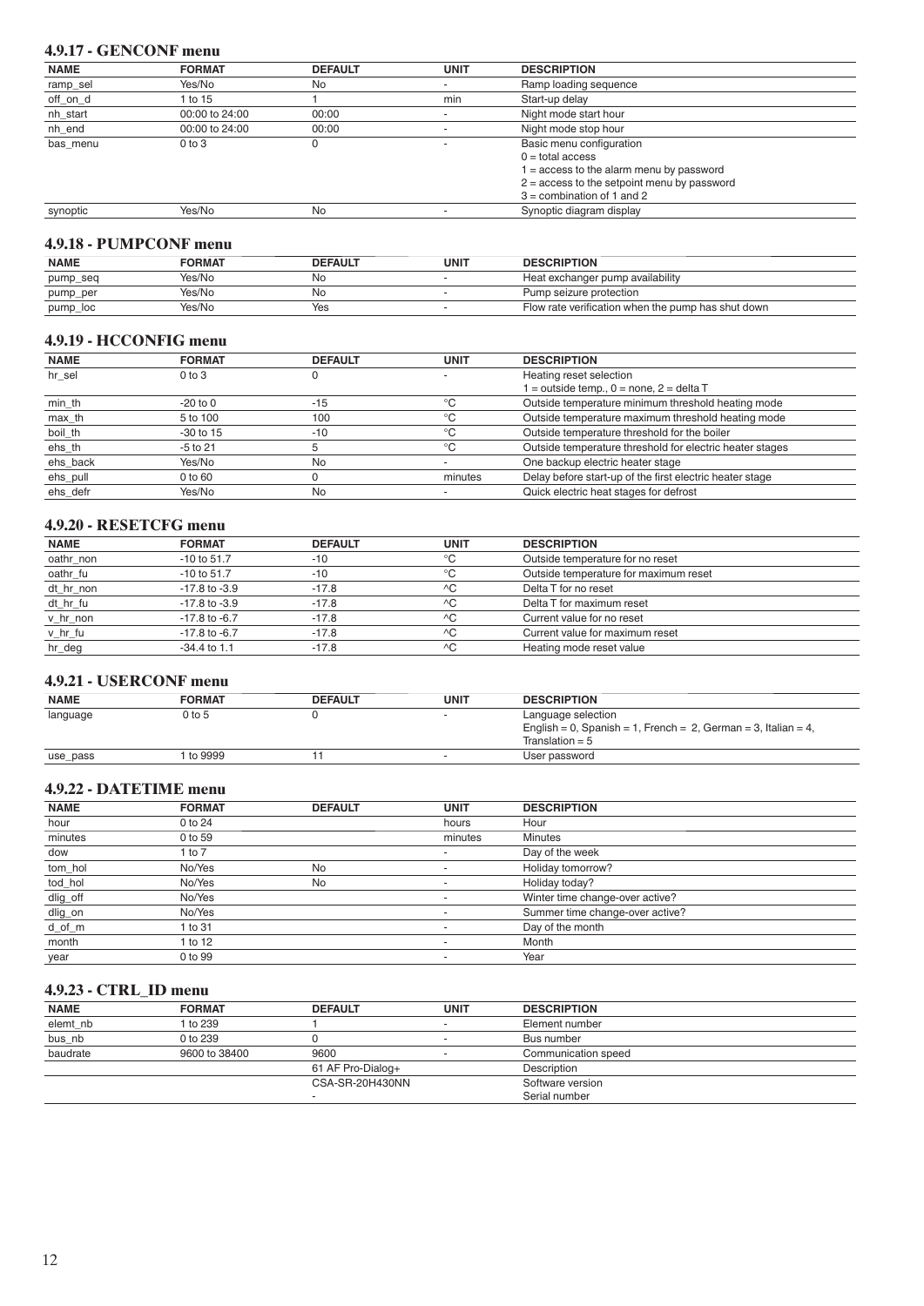### 4.9.17 - GENCONF menu

| NAME | FORMAT | DEFAULT | UNIT | DESCRIPTION |
|---|---|---|---|---|
| ramp_sel | Yes/No | No | - | Ramp loading sequence |
| off_on_d | 1 to 15 | 1 | min | Start-up delay |
| nh_start | 00:00 to 24:00 | 00:00 | - | Night mode start hour |
| nh_end | 00:00 to 24:00 | 00:00 | - | Night mode stop hour |
| bas_menu | 0 to 3 | 0 | - | Basic menu configuration<br>0 = total access<br>1 = access to the alarm menu by password<br>2 = access to the setpoint menu by password<br>3 = combination of 1 and 2 |
| synoptic | Yes/No | No | - | Synoptic diagram display |

### 4.9.18 - PUMPCONF menu

| NAME | FORMAT | DEFAULT | UNIT | DESCRIPTION |
|---|---|---|---|---|
| pump_seq | Yes/No | No | - | Heat exchanger pump availability |
| pump_per | Yes/No | No | - | Pump seizure protection |
| pump_loc | Yes/No | Yes | - | Flow rate verification when the pump has shut down |

### 4.9.19 - HCCONFIG menu

| NAME | FORMAT | DEFAULT | UNIT | DESCRIPTION |
|---|---|---|---|---|
| hr_sel | 0 to 3 | 0 | - | Heating reset selection<br>1 = outside temp., 0 = none, 2 = delta T |
| min_th | -20 to 0 | -15 | °C | Outside temperature minimum threshold heating mode |
| max_th | 5 to 100 | 100 | °C | Outside temperature maximum threshold heating mode |
| boil_th | -30 to 15 | -10 | °C | Outside temperature threshold for the boiler |
| ehs_th | -5 to 21 | 5 | °C | Outside temperature threshold for electric heater stages |
| ehs_back | Yes/No | No | - | One backup electric heater stage |
| ehs_pull | 0 to 60 | 0 | minutes | Delay before start-up of the first electric heater stage |
| ehs_defr | Yes/No | No | - | Quick electric heat stages for defrost |

### 4.9.20 - RESETCFG menu

| NAME | FORMAT | DEFAULT | UNIT | DESCRIPTION |
|---|---|---|---|---|
| oathr_non | -10 to 51.7 | -10 | °C | Outside temperature for no reset |
| oathr_fu | -10 to 51.7 | -10 | °C | Outside temperature for maximum reset |
| dt_hr_non | -17.8 to -3.9 | -17.8 | ^C | Delta T for no reset |
| dt_hr_fu | -17.8 to -3.9 | -17.8 | ^C | Delta T for maximum reset |
| v_hr_non | -17.8 to -6.7 | -17.8 | ^C | Current value for no reset |
| v_hr_fu | -17.8 to -6.7 | -17.8 | ^C | Current value for maximum reset |
| hr_deg | -34.4 to 1.1 | -17.8 | ^C | Heating mode reset value |

### 4.9.21 - USERCONF menu

| NAME | FORMAT | DEFAULT | UNIT | DESCRIPTION |
|---|---|---|---|---|
| language | 0 to 5 | 0 | - | Language selection<br>English = 0, Spanish = 1, French = 2, German = 3, Italian = 4, Translation = 5 |
| use_pass | 1 to 9999 | 11 | - | User password |

### 4.9.22 - DATETIME menu

| NAME | FORMAT | DEFAULT | UNIT | DESCRIPTION |
|---|---|---|---|---|
| hour | 0 to 24 | | hours | Hour |
| minutes | 0 to 59 | | minutes | Minutes |
| dow | 1 to 7 | | - | Day of the week |
| tom_hol | No/Yes | No | - | Holiday tomorrow? |
| tod_hol | No/Yes | No | - | Holiday today? |
| dlig_off | No/Yes | | - | Winter time change-over active? |
| dlig_on | No/Yes | | - | Summer time change-over active? |
| d_of_m | 1 to 31 | | - | Day of the month |
| month | 1 to 12 | | - | Month |
| year | 0 to 99 | | - | Year |

### 4.9.23 - CTRL_ID menu

| NAME | FORMAT | DEFAULT | UNIT | DESCRIPTION |
|---|---|---|---|---|
| elemt_nb | 1 to 239 | 1 | - | Element number |
| bus_nb | 0 to 239 | 0 | - | Bus number |
| baudrate | 9600 to 38400 | 9600 | - | Communication speed |
| | | 61 AF Pro-Dialog+ | | Description |
| | | CSA-SR-20H430NN | | Software version |
| | | - | | Serial number |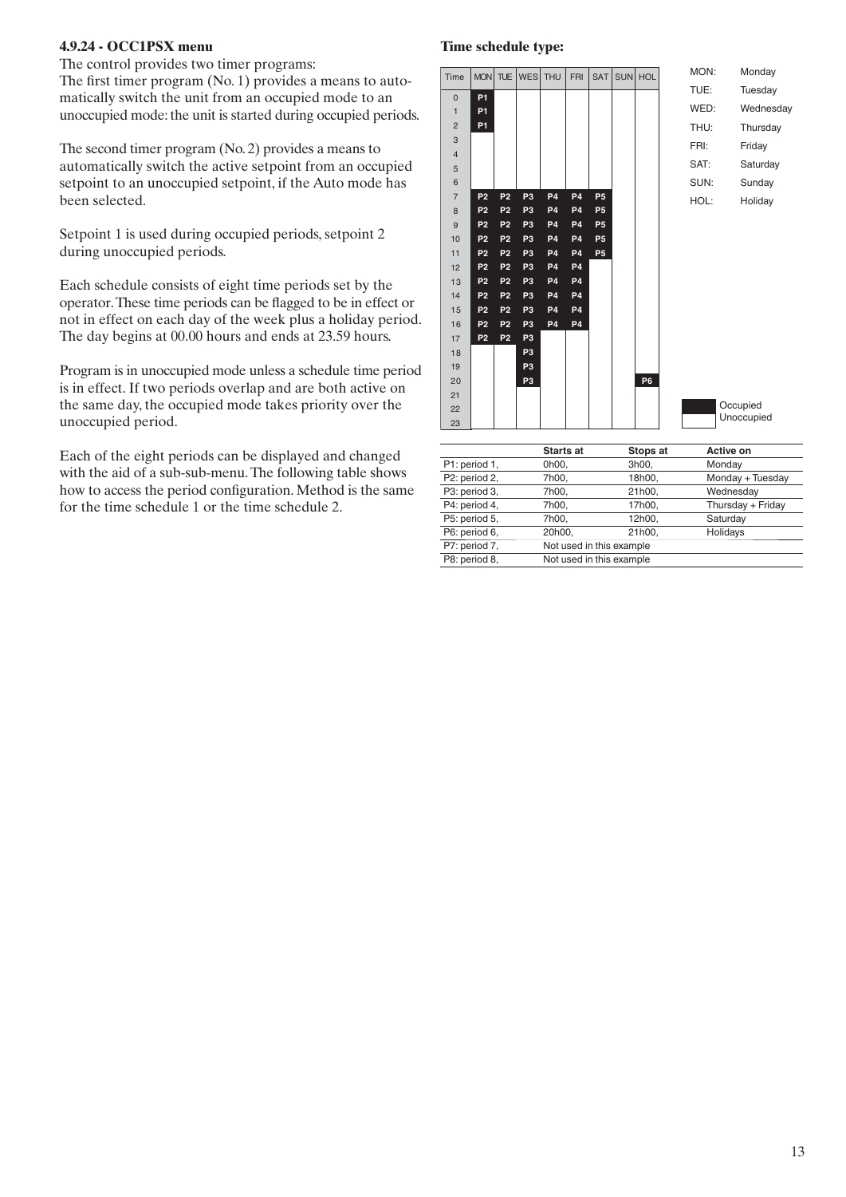### 4.9.24 - OCC1PSX menu

The control provides two timer programs:
The first timer program (No. 1) provides a means to automatically switch the unit from an occupied mode to an unoccupied mode: the unit is started during occupied periods.

The second timer program (No. 2) provides a means to automatically switch the active setpoint from an occupied setpoint to an unoccupied setpoint, if the Auto mode has been selected.

Setpoint 1 is used during occupied periods, setpoint 2 during unoccupied periods.

Each schedule consists of eight time periods set by the operator. These time periods can be flagged to be in effect or not in effect on each day of the week plus a holiday period. The day begins at 00.00 hours and ends at 23.59 hours.

Program is in unoccupied mode unless a schedule time period is in effect. If two periods overlap and are both active on the same day, the occupied mode takes priority over the unoccupied period.

Each of the eight periods can be displayed and changed with the aid of a sub-sub-menu. The following table shows how to access the period configuration. Method is the same for the time schedule 1 or the time schedule 2.

**Time schedule type:**

| Time | MON | TUE | WES | THU | FRI | SAT | SUN | HOL |
|---|---|---|---|---|---|---|---|---|
| 0 | P1 | | | | | | | |
| 1 | P1 | | | | | | | |
| 2 | P1 | | | | | | | |
| 3 | | | | | | | | |
| 4 | | | | | | | | |
| 5 | | | | | | | | |
| 6 | | | | | | | | |
| 7 | P2 | P2 | P3 | P4 | P4 | P5 | | |
| 8 | P2 | P2 | P3 | P4 | P4 | P5 | | |
| 9 | P2 | P2 | P3 | P4 | P4 | P5 | | |
| 10 | P2 | P2 | P3 | P4 | P4 | P5 | | |
| 11 | P2 | P2 | P3 | P4 | P4 | P5 | | |
| 12 | P2 | P2 | P3 | P4 | P4 | | | |
| 13 | P2 | P2 | P3 | P4 | P4 | | | |
| 14 | P2 | P2 | P3 | P4 | P4 | | | |
| 15 | P2 | P2 | P3 | P4 | P4 | | | |
| 16 | P2 | P2 | P3 | P4 | P4 | | | |
| 17 | P2 | P2 | P3 | | | | | |
| 18 | | | P3 | | | | | |
| 19 | | | P3 | | | | | |
| 20 | | | P3 | | | | | P6 |
| 21 | | | | | | | | |
| 22 | | | | | | | | |
| 23 | | | | | | | | |

MON: Monday
TUE: Tuesday
WED: Wednesday
THU: Thursday
FRI: Friday
SAT: Saturday
SUN: Sunday
HOL: Holiday

Occupied (filled)
Unoccupied (blank)

| | Starts at | Stops at | Active on |
|---|---|---|---|
| P1: period 1, | 0h00, | 3h00, | Monday |
| P2: period 2, | 7h00, | 18h00, | Monday + Tuesday |
| P3: period 3, | 7h00, | 21h00, | Wednesday |
| P4: period 4, | 7h00, | 17h00, | Thursday + Friday |
| P5: period 5, | 7h00, | 12h00, | Saturday |
| P6: period 6, | 20h00, | 21h00, | Holidays |
| P7: period 7, | Not used in this example | | |
| P8: period 8, | Not used in this example | | |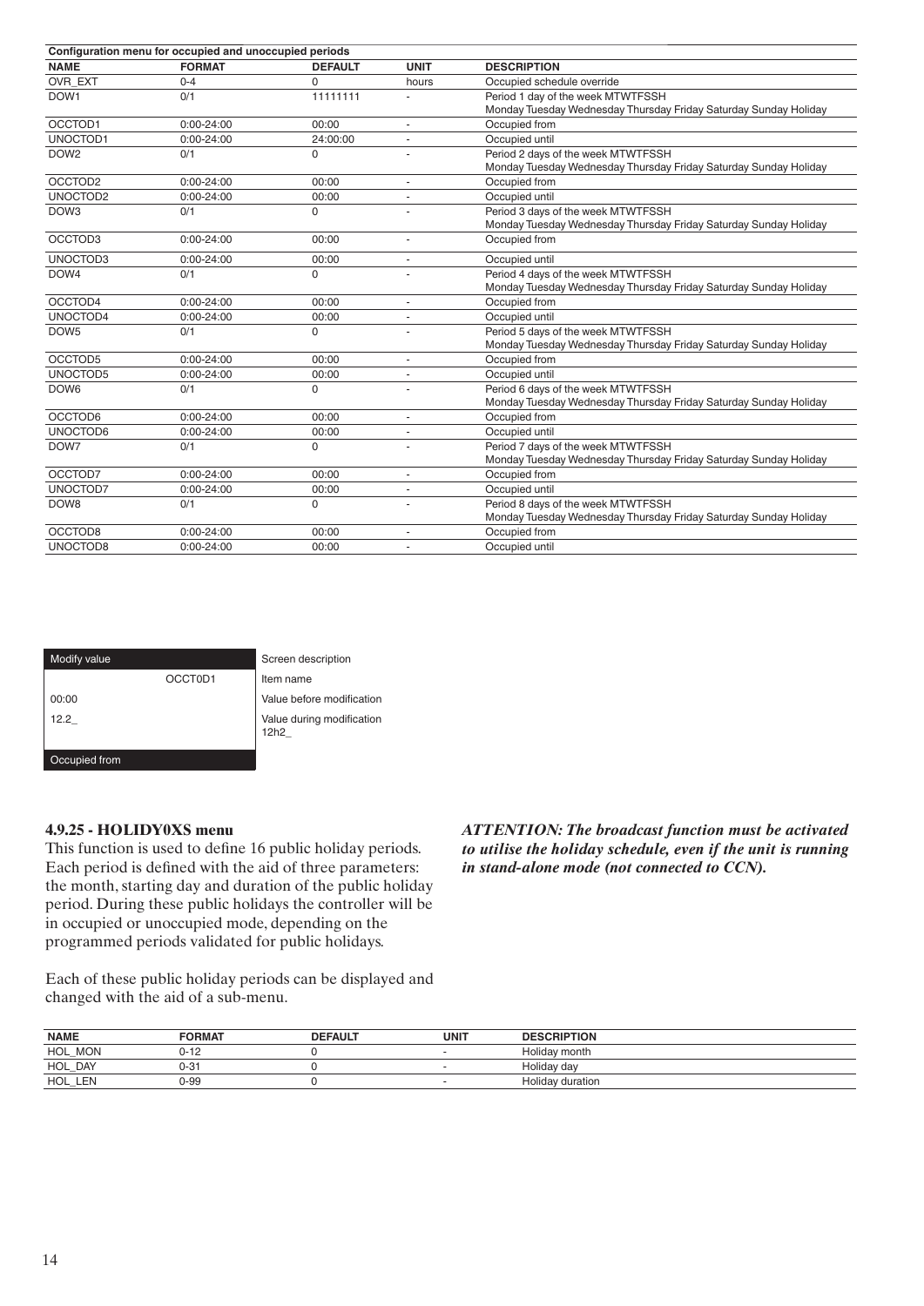**Configuration menu for occupied and unoccupied periods**

| NAME | FORMAT | DEFAULT | UNIT | DESCRIPTION |
|---|---|---|---|---|
| OVR_EXT | 0-4 | 0 | hours | Occupied schedule override |
| DOW1 | 0/1 | 11111111 | - | Period 1 day of the week MTWTFSSH<br>Monday Tuesday Wednesday Thursday Friday Saturday Sunday Holiday |
| OCCTOD1 | 0:00-24:00 | 00:00 | - | Occupied from |
| UNOCTOD1 | 0:00-24:00 | 24:00:00 | - | Occupied until |
| DOW2 | 0/1 | 0 | - | Period 2 days of the week MTWTFSSH<br>Monday Tuesday Wednesday Thursday Friday Saturday Sunday Holiday |
| OCCTOD2 | 0:00-24:00 | 00:00 | - | Occupied from |
| UNOCTOD2 | 0:00-24:00 | 00:00 | - | Occupied until |
| DOW3 | 0/1 | 0 | - | Period 3 days of the week MTWTFSSH<br>Monday Tuesday Wednesday Thursday Friday Saturday Sunday Holiday |
| OCCTOD3 | 0:00-24:00 | 00:00 | - | Occupied from |
| UNOCTOD3 | 0:00-24:00 | 00:00 | - | Occupied until |
| DOW4 | 0/1 | 0 | - | Period 4 days of the week MTWTFSSH<br>Monday Tuesday Wednesday Thursday Friday Saturday Sunday Holiday |
| OCCTOD4 | 0:00-24:00 | 00:00 | - | Occupied from |
| UNOCTOD4 | 0:00-24:00 | 00:00 | - | Occupied until |
| DOW5 | 0/1 | 0 | - | Period 5 days of the week MTWTFSSH<br>Monday Tuesday Wednesday Thursday Friday Saturday Sunday Holiday |
| OCCTOD5 | 0:00-24:00 | 00:00 | - | Occupied from |
| UNOCTOD5 | 0:00-24:00 | 00:00 | - | Occupied until |
| DOW6 | 0/1 | 0 | - | Period 6 days of the week MTWTFSSH<br>Monday Tuesday Wednesday Thursday Friday Saturday Sunday Holiday |
| OCCTOD6 | 0:00-24:00 | 00:00 | - | Occupied from |
| UNOCTOD6 | 0:00-24:00 | 00:00 | - | Occupied until |
| DOW7 | 0/1 | 0 | - | Period 7 days of the week MTWTFSSH<br>Monday Tuesday Wednesday Thursday Friday Saturday Sunday Holiday |
| OCCTOD7 | 0:00-24:00 | 00:00 | - | Occupied from |
| UNOCTOD7 | 0:00-24:00 | 00:00 | - | Occupied until |
| DOW8 | 0/1 | 0 | - | Period 8 days of the week MTWTFSSH<br>Monday Tuesday Wednesday Thursday Friday Saturday Sunday Holiday |
| OCCTOD8 | 0:00-24:00 | 00:00 | - | Occupied from |
| UNOCTOD8 | 0:00-24:00 | 00:00 | - | Occupied until |

| Modify value | Screen description |
|---|---|
| OCCT0D1 | Item name |
| 00:00 | Value before modification |
| 12.2_ | Value during modification 12h2_ |
| Occupied from | |

### 4.9.25 - HOLIDY0XS menu

This function is used to define 16 public holiday periods. Each period is defined with the aid of three parameters: the month, starting day and duration of the public holiday period. During these public holidays the controller will be in occupied or unoccupied mode, depending on the programmed periods validated for public holidays.

Each of these public holiday periods can be displayed and changed with the aid of a sub-menu.

***ATTENTION: The broadcast function must be activated to utilise the holiday schedule, even if the unit is running in stand-alone mode (not connected to CCN).***

| NAME | FORMAT | DEFAULT | UNIT | DESCRIPTION |
|---|---|---|---|---|
| HOL_MON | 0-12 | 0 | - | Holiday month |
| HOL_DAY | 0-31 | 0 | - | Holiday day |
| HOL_LEN | 0-99 | 0 | - | Holiday duration |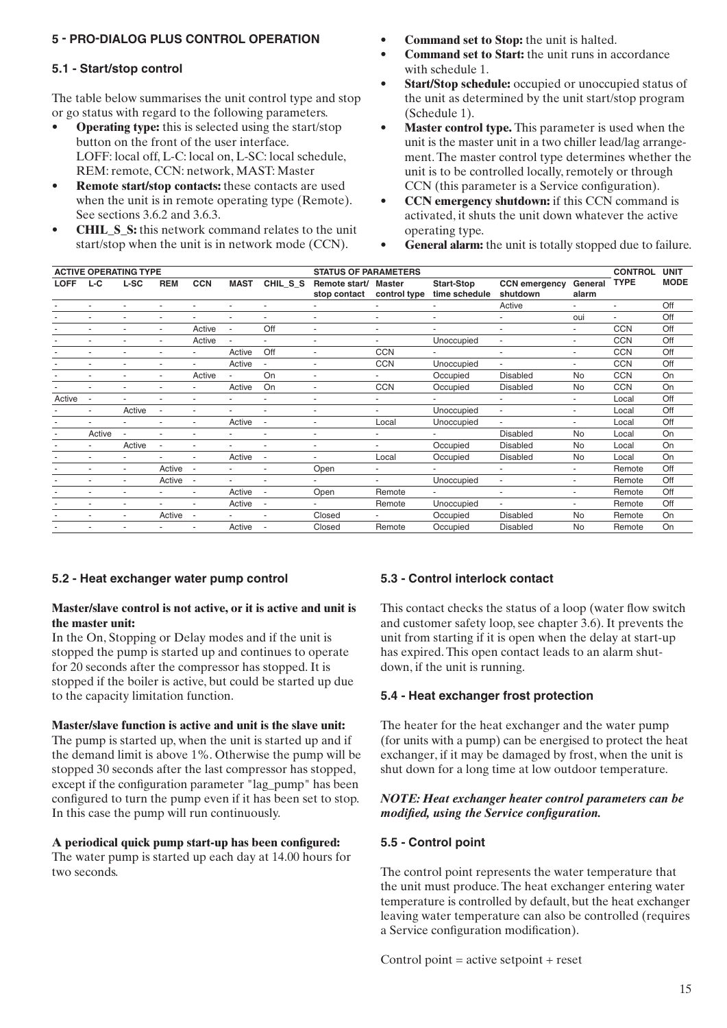## 5 - PRO-DIALOG PLUS CONTROL OPERATION

### 5.1 - Start/stop control

The table below summarises the unit control type and stop or go status with regard to the following parameters.

- **Operating type:** this is selected using the start/stop button on the front of the user interface. LOFF: local off, L-C: local on, L-SC: local schedule, REM: remote, CCN: network, MAST: Master
- **Remote start/stop contacts:** these contacts are used when the unit is in remote operating type (Remote). See sections 3.6.2 and 3.6.3.
- **CHIL_S_S:** this network command relates to the unit start/stop when the unit is in network mode (CCN).
- **Command set to Stop:** the unit is halted.
- **Command set to Start:** the unit runs in accordance with schedule 1.
- **Start/Stop schedule:** occupied or unoccupied status of the unit as determined by the unit start/stop program (Schedule 1).
- **Master control type.** This parameter is used when the unit is the master unit in a two chiller lead/lag arrangement. The master control type determines whether the unit is to be controlled locally, remotely or through CCN (this parameter is a Service configuration).
- **CCN emergency shutdown:** if this CCN command is activated, it shuts the unit down whatever the active operating type.
- **General alarm:** the unit is totally stopped due to failure.

| ACTIVE OPERATING TYPE | | | | | | STATUS OF PARAMETERS | | | | | | | CONTROL TYPE | UNIT MODE |
|---|---|---|---|---|---|---|---|---|---|---|---|---|---|---|
| LOFF | L-C | L-SC | REM | CCN | MAST | CHIL_S_S | Remote start/ stop contact | Master control type | Start-Stop time schedule | CCN emergency shutdown | General alarm | | |
| - | - | - | - | - | - | - | - | - | - | Active | - | - | Off |
| - | - | - | - | - | - | - | - | - | - | - | oui | - | Off |
| - | - | - | - | Active | - | Off | - | - | - | - | - | CCN | Off |
| - | - | - | - | Active | - | - | - | - | Unoccupied | - | - | CCN | Off |
| - | - | - | - | - | Active | Off | - | CCN | - | - | - | CCN | Off |
| - | - | - | - | - | Active | - | - | CCN | Unoccupied | - | - | CCN | Off |
| - | - | - | - | Active | - | On | - | - | Occupied | Disabled | No | CCN | On |
| - | - | - | - | - | Active | On | - | CCN | Occupied | Disabled | No | CCN | On |
| Active | - | - | - | - | - | - | - | - | - | - | - | Local | Off |
| - | - | Active | - | - | - | - | - | - | Unoccupied | - | - | Local | Off |
| - | - | - | - | - | Active | - | - | Local | Unoccupied | - | - | Local | Off |
| - | Active | - | - | - | - | - | - | - | - | Disabled | No | Local | On |
| - | - | Active | - | - | - | - | - | - | Occupied | Disabled | No | Local | On |
| - | - | - | - | - | Active | - | - | Local | Occupied | Disabled | No | Local | On |
| - | - | - | Active | - | - | - | Open | - | - | - | - | Remote | Off |
| - | - | - | Active | - | - | - | - | - | Unoccupied | - | - | Remote | Off |
| - | - | - | - | - | Active | - | Open | Remote | - | - | - | Remote | Off |
| - | - | - | - | - | Active | - | - | Remote | Unoccupied | - | - | Remote | Off |
| - | - | - | Active | - | - | - | Closed | - | Occupied | Disabled | No | Remote | On |
| - | - | - | - | - | Active | - | Closed | Remote | Occupied | Disabled | No | Remote | On |

### 5.2 - Heat exchanger water pump control

**Master/slave control is not active, or it is active and unit is the master unit:**

In the On, Stopping or Delay modes and if the unit is stopped the pump is started up and continues to operate for 20 seconds after the compressor has stopped. It is stopped if the boiler is active, but could be started up due to the capacity limitation function.

**Master/slave function is active and unit is the slave unit:**

The pump is started up, when the unit is started up and if the demand limit is above 1%. Otherwise the pump will be stopped 30 seconds after the last compressor has stopped, except if the configuration parameter "lag_pump" has been configured to turn the pump even if it has been set to stop. In this case the pump will run continuously.

**A periodical quick pump start-up has been configured:**

The water pump is started up each day at 14.00 hours for two seconds.

### 5.3 - Control interlock contact

This contact checks the status of a loop (water flow switch and customer safety loop, see chapter 3.6). It prevents the unit from starting if it is open when the delay at start-up has expired. This open contact leads to an alarm shutdown, if the unit is running.

### 5.4 - Heat exchanger frost protection

The heater for the heat exchanger and the water pump (for units with a pump) can be energised to protect the heat exchanger, if it may be damaged by frost, when the unit is shut down for a long time at low outdoor temperature.

***NOTE: Heat exchanger heater control parameters can be modified, using the Service configuration.***

### 5.5 - Control point

The control point represents the water temperature that the unit must produce. The heat exchanger entering water temperature is controlled by default, but the heat exchanger leaving water temperature can also be controlled (requires a Service configuration modification).

Control point = active setpoint + reset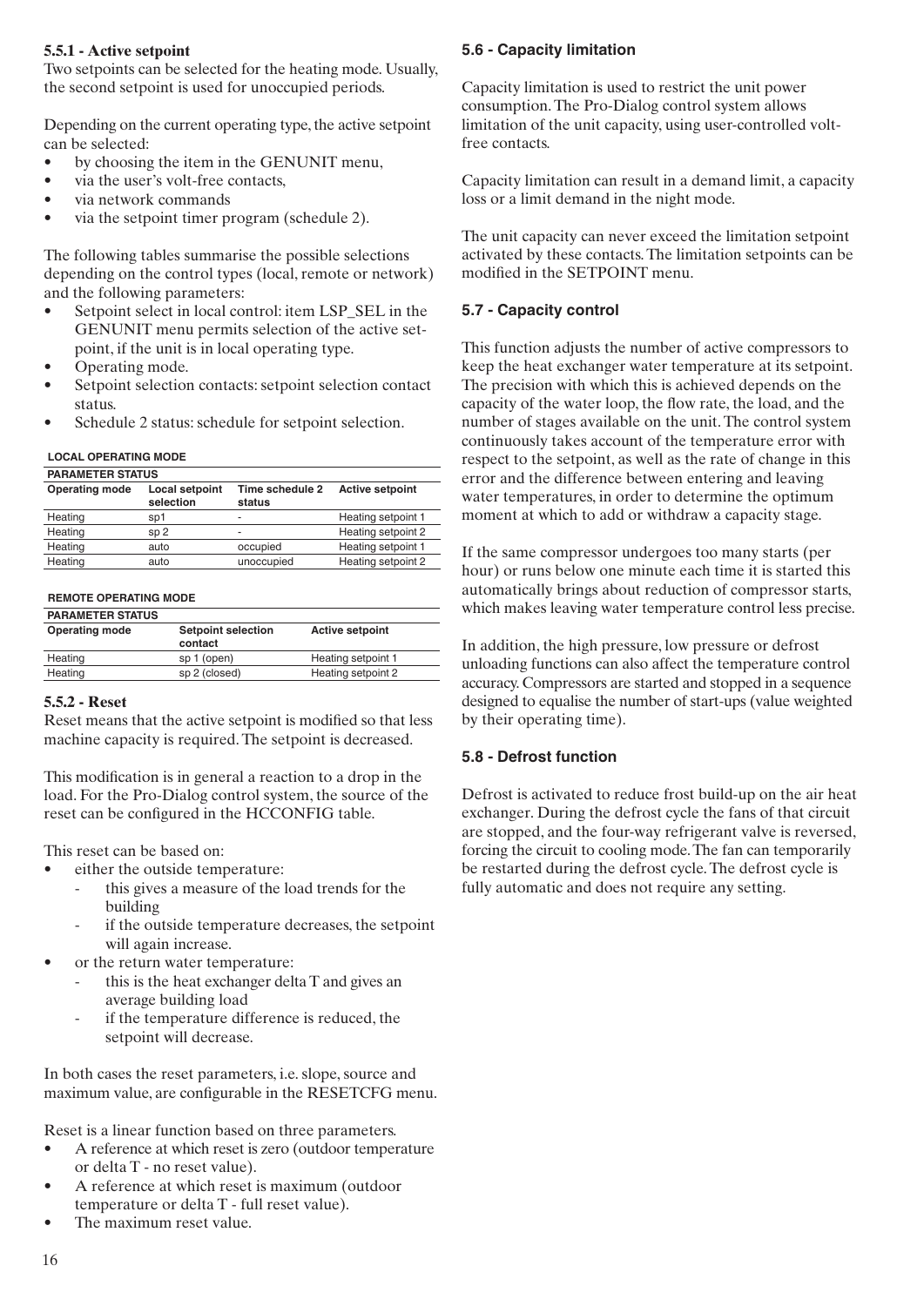#### 5.5.1 - Active setpoint

Two setpoints can be selected for the heating mode. Usually, the second setpoint is used for unoccupied periods.

Depending on the current operating type, the active setpoint can be selected:

- by choosing the item in the GENUNIT menu,
- via the user's volt-free contacts,
- via network commands
- via the setpoint timer program (schedule 2).

The following tables summarise the possible selections depending on the control types (local, remote or network) and the following parameters:

- Setpoint select in local control: item LSP_SEL in the GENUNIT menu permits selection of the active setpoint, if the unit is in local operating type.
- Operating mode.
- Setpoint selection contacts: setpoint selection contact status.
- Schedule 2 status: schedule for setpoint selection.

**LOCAL OPERATING MODE**

| PARAMETER STATUS | | | |
|---|---|---|---|
| **Operating mode** | **Local setpoint selection** | **Time schedule 2 status** | **Active setpoint** |
| Heating | sp1 | - | Heating setpoint 1 |
| Heating | sp 2 | - | Heating setpoint 2 |
| Heating | auto | occupied | Heating setpoint 1 |
| Heating | auto | unoccupied | Heating setpoint 2 |

**REMOTE OPERATING MODE**

| PARAMETER STATUS | | |
|---|---|---|
| **Operating mode** | **Setpoint selection contact** | **Active setpoint** |
| Heating | sp 1 (open) | Heating setpoint 1 |
| Heating | sp 2 (closed) | Heating setpoint 2 |

#### 5.5.2 - Reset

Reset means that the active setpoint is modified so that less machine capacity is required. The setpoint is decreased.

This modification is in general a reaction to a drop in the load. For the Pro-Dialog control system, the source of the reset can be configured in the HCCONFIG table.

This reset can be based on:

- either the outside temperature:
  - this gives a measure of the load trends for the building
  - if the outside temperature decreases, the setpoint will again increase.
- or the return water temperature:
  - this is the heat exchanger delta T and gives an average building load
  - if the temperature difference is reduced, the setpoint will decrease.

In both cases the reset parameters, i.e. slope, source and maximum value, are configurable in the RESETCFG menu.

Reset is a linear function based on three parameters.

- A reference at which reset is zero (outdoor temperature or delta T - no reset value).
- A reference at which reset is maximum (outdoor temperature or delta T - full reset value).
- The maximum reset value.

### 5.6 - Capacity limitation

Capacity limitation is used to restrict the unit power consumption. The Pro-Dialog control system allows limitation of the unit capacity, using user-controlled volt-free contacts.

Capacity limitation can result in a demand limit, a capacity loss or a limit demand in the night mode.

The unit capacity can never exceed the limitation setpoint activated by these contacts. The limitation setpoints can be modified in the SETPOINT menu.

### 5.7 - Capacity control

This function adjusts the number of active compressors to keep the heat exchanger water temperature at its setpoint. The precision with which this is achieved depends on the capacity of the water loop, the flow rate, the load, and the number of stages available on the unit. The control system continuously takes account of the temperature error with respect to the setpoint, as well as the rate of change in this error and the difference between entering and leaving water temperatures, in order to determine the optimum moment at which to add or withdraw a capacity stage.

If the same compressor undergoes too many starts (per hour) or runs below one minute each time it is started this automatically brings about reduction of compressor starts, which makes leaving water temperature control less precise.

In addition, the high pressure, low pressure or defrost unloading functions can also affect the temperature control accuracy. Compressors are started and stopped in a sequence designed to equalise the number of start-ups (value weighted by their operating time).

### 5.8 - Defrost function

Defrost is activated to reduce frost build-up on the air heat exchanger. During the defrost cycle the fans of that circuit are stopped, and the four-way refrigerant valve is reversed, forcing the circuit to cooling mode. The fan can temporarily be restarted during the defrost cycle. The defrost cycle is fully automatic and does not require any setting.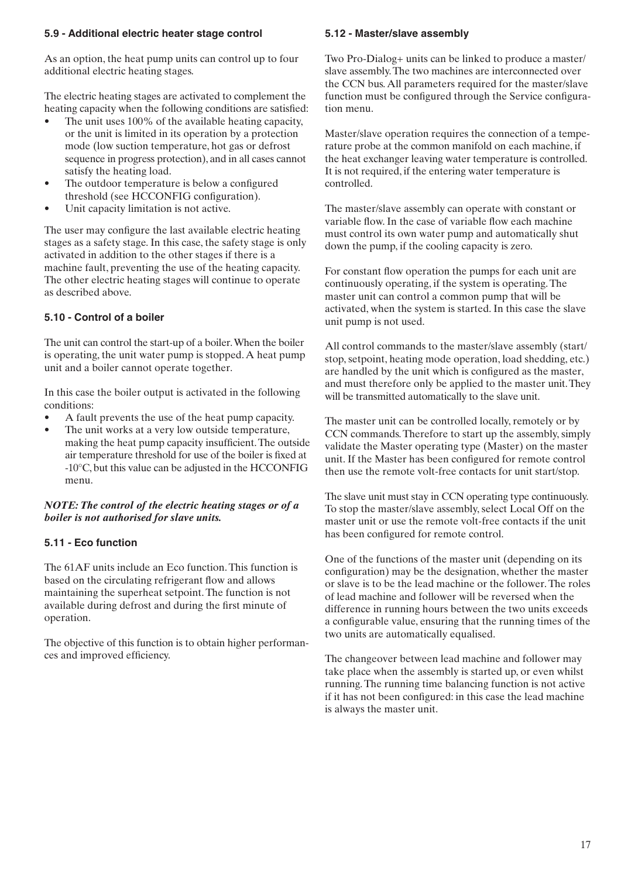### 5.9 - Additional electric heater stage control

As an option, the heat pump units can control up to four additional electric heating stages.

The electric heating stages are activated to complement the heating capacity when the following conditions are satisfied:

- The unit uses 100% of the available heating capacity, or the unit is limited in its operation by a protection mode (low suction temperature, hot gas or defrost sequence in progress protection), and in all cases cannot satisfy the heating load.
- The outdoor temperature is below a configured threshold (see HCCONFIG configuration).
- Unit capacity limitation is not active.

The user may configure the last available electric heating stages as a safety stage. In this case, the safety stage is only activated in addition to the other stages if there is a machine fault, preventing the use of the heating capacity. The other electric heating stages will continue to operate as described above.

### 5.10 - Control of a boiler

The unit can control the start-up of a boiler. When the boiler is operating, the unit water pump is stopped. A heat pump unit and a boiler cannot operate together.

In this case the boiler output is activated in the following conditions:

- A fault prevents the use of the heat pump capacity.
- The unit works at a very low outside temperature, making the heat pump capacity insufficient. The outside air temperature threshold for use of the boiler is fixed at -10°C, but this value can be adjusted in the HCCONFIG menu.

***NOTE: The control of the electric heating stages or of a boiler is not authorised for slave units.***

### 5.11 - Eco function

The 61AF units include an Eco function. This function is based on the circulating refrigerant flow and allows maintaining the superheat setpoint. The function is not available during defrost and during the first minute of operation.

The objective of this function is to obtain higher performances and improved efficiency.

### 5.12 - Master/slave assembly

Two Pro-Dialog+ units can be linked to produce a master/slave assembly. The two machines are interconnected over the CCN bus. All parameters required for the master/slave function must be configured through the Service configuration menu.

Master/slave operation requires the connection of a temperature probe at the common manifold on each machine, if the heat exchanger leaving water temperature is controlled. It is not required, if the entering water temperature is controlled.

The master/slave assembly can operate with constant or variable flow. In the case of variable flow each machine must control its own water pump and automatically shut down the pump, if the cooling capacity is zero.

For constant flow operation the pumps for each unit are continuously operating, if the system is operating. The master unit can control a common pump that will be activated, when the system is started. In this case the slave unit pump is not used.

All control commands to the master/slave assembly (start/stop, setpoint, heating mode operation, load shedding, etc.) are handled by the unit which is configured as the master, and must therefore only be applied to the master unit. They will be transmitted automatically to the slave unit.

The master unit can be controlled locally, remotely or by CCN commands. Therefore to start up the assembly, simply validate the Master operating type (Master) on the master unit. If the Master has been configured for remote control then use the remote volt-free contacts for unit start/stop.

The slave unit must stay in CCN operating type continuously. To stop the master/slave assembly, select Local Off on the master unit or use the remote volt-free contacts if the unit has been configured for remote control.

One of the functions of the master unit (depending on its configuration) may be the designation, whether the master or slave is to be the lead machine or the follower. The roles of lead machine and follower will be reversed when the difference in running hours between the two units exceeds a configurable value, ensuring that the running times of the two units are automatically equalised.

The changeover between lead machine and follower may take place when the assembly is started up, or even whilst running. The running time balancing function is not active if it has not been configured: in this case the lead machine is always the master unit.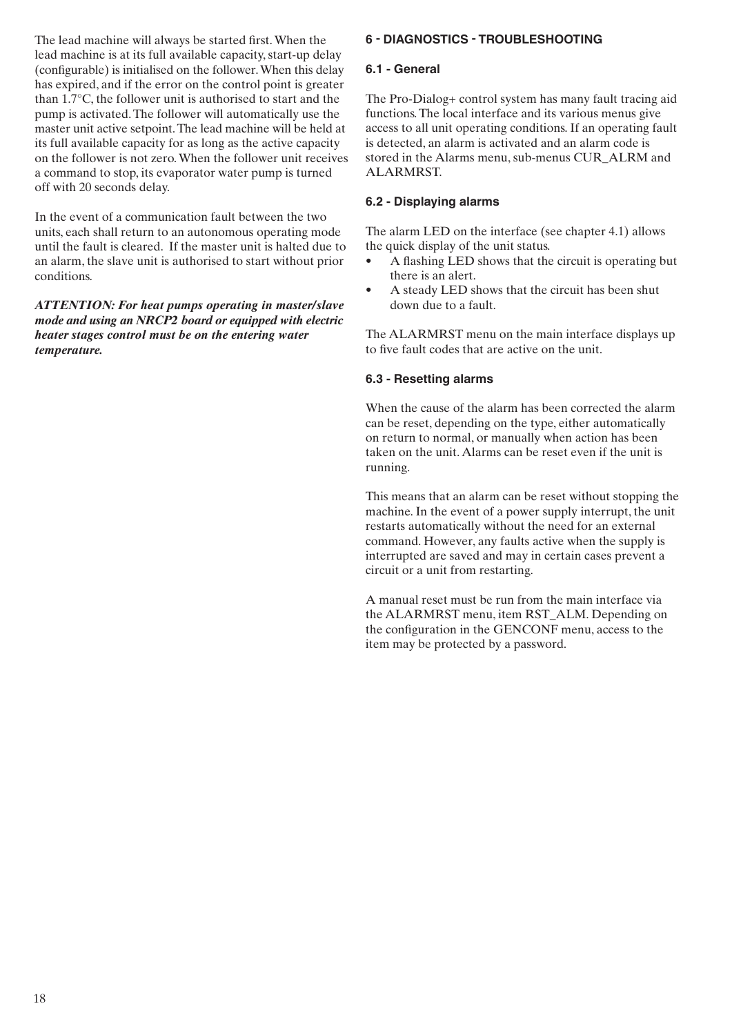The lead machine will always be started first. When the lead machine is at its full available capacity, start-up delay (configurable) is initialised on the follower. When this delay has expired, and if the error on the control point is greater than 1.7°C, the follower unit is authorised to start and the pump is activated. The follower will automatically use the master unit active setpoint. The lead machine will be held at its full available capacity for as long as the active capacity on the follower is not zero. When the follower unit receives a command to stop, its evaporator water pump is turned off with 20 seconds delay.

In the event of a communication fault between the two units, each shall return to an autonomous operating mode until the fault is cleared. If the master unit is halted due to an alarm, the slave unit is authorised to start without prior conditions.

***ATTENTION: For heat pumps operating in master/slave mode and using an NRCP2 board or equipped with electric heater stages control must be on the entering water temperature.***

## 6 - DIAGNOSTICS - TROUBLESHOOTING

### 6.1 - General

The Pro-Dialog+ control system has many fault tracing aid functions. The local interface and its various menus give access to all unit operating conditions. If an operating fault is detected, an alarm is activated and an alarm code is stored in the Alarms menu, sub-menus CUR_ALRM and ALARMRST.

### 6.2 - Displaying alarms

The alarm LED on the interface (see chapter 4.1) allows the quick display of the unit status.

- A flashing LED shows that the circuit is operating but there is an alert.
- A steady LED shows that the circuit has been shut down due to a fault.

The ALARMRST menu on the main interface displays up to five fault codes that are active on the unit.

### 6.3 - Resetting alarms

When the cause of the alarm has been corrected the alarm can be reset, depending on the type, either automatically on return to normal, or manually when action has been taken on the unit. Alarms can be reset even if the unit is running.

This means that an alarm can be reset without stopping the machine. In the event of a power supply interrupt, the unit restarts automatically without the need for an external command. However, any faults active when the supply is interrupted are saved and may in certain cases prevent a circuit or a unit from restarting.

A manual reset must be run from the main interface via the ALARMRST menu, item RST_ALM. Depending on the configuration in the GENCONF menu, access to the item may be protected by a password.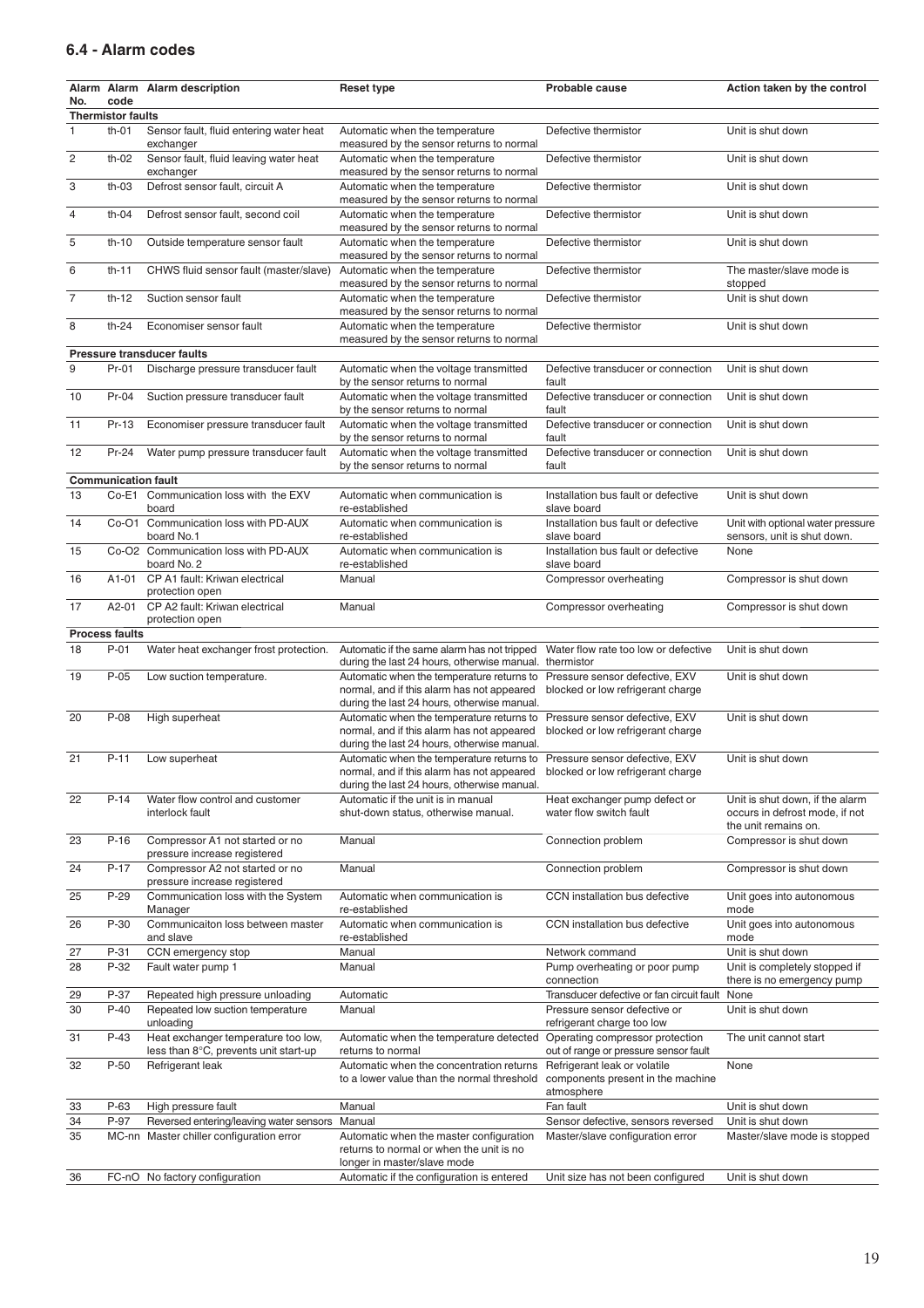### 6.4 - Alarm codes

| Alarm No. | Alarm code | Alarm description | Reset type | Probable cause | Action taken by the control |
|---|---|---|---|---|---|
| **Thermistor faults** | | | | | |
| 1 | th-01 | Sensor fault, fluid entering water heat exchanger | Automatic when the temperature measured by the sensor returns to normal | Defective thermistor | Unit is shut down |
| 2 | th-02 | Sensor fault, fluid leaving water heat exchanger | Automatic when the temperature measured by the sensor returns to normal | Defective thermistor | Unit is shut down |
| 3 | th-03 | Defrost sensor fault, circuit A | Automatic when the temperature measured by the sensor returns to normal | Defective thermistor | Unit is shut down |
| 4 | th-04 | Defrost sensor fault, second coil | Automatic when the temperature measured by the sensor returns to normal | Defective thermistor | Unit is shut down |
| 5 | th-10 | Outside temperature sensor fault | Automatic when the temperature measured by the sensor returns to normal | Defective thermistor | Unit is shut down |
| 6 | th-11 | CHWS fluid sensor fault (master/slave) | Automatic when the temperature measured by the sensor returns to normal | Defective thermistor | The master/slave mode is stopped |
| 7 | th-12 | Suction sensor fault | Automatic when the temperature measured by the sensor returns to normal | Defective thermistor | Unit is shut down |
| 8 | th-24 | Economiser sensor fault | Automatic when the temperature measured by the sensor returns to normal | Defective thermistor | Unit is shut down |
| **Pressure transducer faults** | | | | | |
| 9 | Pr-01 | Discharge pressure transducer fault | Automatic when the voltage transmitted by the sensor returns to normal | Defective transducer or connection fault | Unit is shut down |
| 10 | Pr-04 | Suction pressure transducer fault | Automatic when the voltage transmitted by the sensor returns to normal | Defective transducer or connection fault | Unit is shut down |
| 11 | Pr-13 | Economiser pressure transducer fault | Automatic when the voltage transmitted by the sensor returns to normal | Defective transducer or connection fault | Unit is shut down |
| 12 | Pr-24 | Water pump pressure transducer fault | Automatic when the voltage transmitted by the sensor returns to normal | Defective transducer or connection fault | Unit is shut down |
| **Communication fault** | | | | | |
| 13 | Co-E1 | Communication loss with the EXV board | Automatic when communication is re-established | Installation bus fault or defective slave board | Unit is shut down |
| 14 | Co-O1 | Communication loss with PD-AUX board No.1 | Automatic when communication is re-established | Installation bus fault or defective slave board | Unit with optional water pressure sensors, unit is shut down. |
| 15 | Co-O2 | Communication loss with PD-AUX board No. 2 | Automatic when communication is re-established | Installation bus fault or defective slave board | None |
| 16 | A1-01 | CP A1 fault: Kriwan electrical protection open | Manual | Compressor overheating | Compressor is shut down |
| 17 | A2-01 | CP A2 fault: Kriwan electrical protection open | Manual | Compressor overheating | Compressor is shut down |
| **Process faults** | | | | | |
| 18 | P-01 | Water heat exchanger frost protection. | Automatic if the same alarm has not tripped during the last 24 hours, otherwise manual. | Water flow rate too low or defective thermistor | Unit is shut down |
| 19 | P-05 | Low suction temperature. | Automatic when the temperature returns to normal, and if this alarm has not appeared during the last 24 hours, otherwise manual. | Pressure sensor defective, EXV blocked or low refrigerant charge | Unit is shut down |
| 20 | P-08 | High superheat | Automatic when the temperature returns to normal, and if this alarm has not appeared during the last 24 hours, otherwise manual. | Pressure sensor defective, EXV blocked or low refrigerant charge | Unit is shut down |
| 21 | P-11 | Low superheat | Automatic when the temperature returns to normal, and if this alarm has not appeared during the last 24 hours, otherwise manual. | Pressure sensor defective, EXV blocked or low refrigerant charge | Unit is shut down |
| 22 | P-14 | Water flow control and customer interlock fault | Automatic if the unit is in manual shut-down status, otherwise manual. | Heat exchanger pump defect or water flow switch fault | Unit is shut down, if the alarm occurs in defrost mode, if not the unit remains on. |
| 23 | P-16 | Compressor A1 not started or no pressure increase registered | Manual | Connection problem | Compressor is shut down |
| 24 | P-17 | Compressor A2 not started or no pressure increase registered | Manual | Connection problem | Compressor is shut down |
| 25 | P-29 | Communication loss with the System Manager | Automatic when communication is re-established | CCN installation bus defective | Unit goes into autonomous mode |
| 26 | P-30 | Communicaiton loss between master and slave | Automatic when communication is re-established | CCN installation bus defective | Unit goes into autonomous mode |
| 27 | P-31 | CCN emergency stop | Manual | Network command | Unit is shut down |
| 28 | P-32 | Fault water pump 1 | Manual | Pump overheating or poor pump connection | Unit is completely stopped if there is no emergency pump |
| 29 | P-37 | Repeated high pressure unloading | Automatic | Transducer defective or fan circuit fault | None |
| 30 | P-40 | Repeated low suction temperature unloading | Manual | Pressure sensor defective or refrigerant charge too low | Unit is shut down |
| 31 | P-43 | Heat exchanger temperature too low, less than 8°C, prevents unit start-up | Automatic when the temperature detected returns to normal | Operating compressor protection out of range or pressure sensor fault | The unit cannot start |
| 32 | P-50 | Refrigerant leak | Automatic when the concentration returns to a lower value than the normal threshold | Refrigerant leak or volatile components present in the machine atmosphere | None |
| 33 | P-63 | High pressure fault | Manual | Fan fault | Unit is shut down |
| 34 | P-97 | Reversed entering/leaving water sensors | Manual | Sensor defective, sensors reversed | Unit is shut down |
| 35 | MC-nn | Master chiller configuration error | Automatic when the master configuration returns to normal or when the unit is no longer in master/slave mode | Master/slave configuration error | Master/slave mode is stopped |
| 36 | FC-nO | No factory configuration | Automatic if the configuration is entered | Unit size has not been configured | Unit is shut down |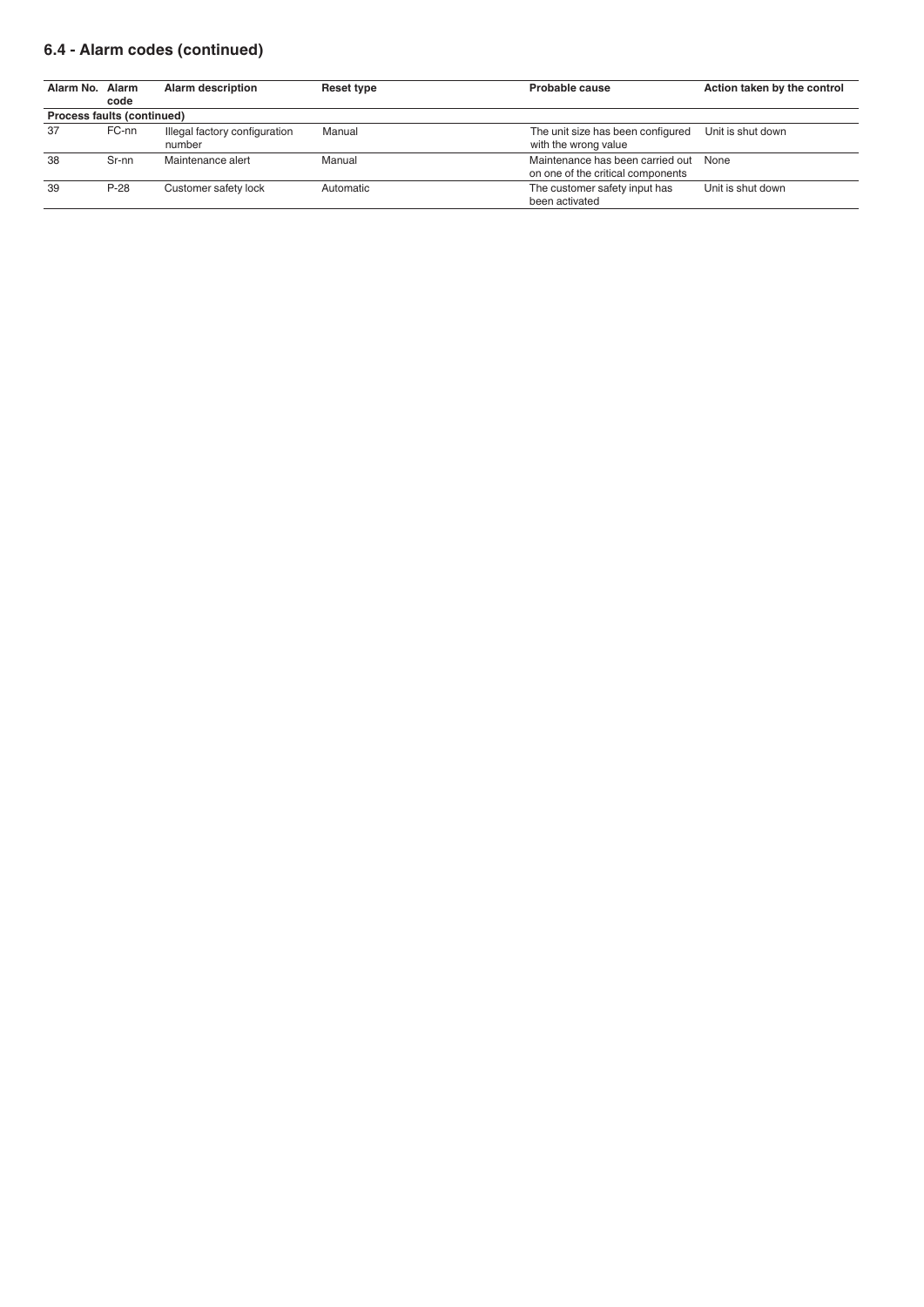## 6.4 - Alarm codes (continued)

| Alarm No. | Alarm code | Alarm description | Reset type | Probable cause | Action taken by the control |
|---|---|---|---|---|---|
| **Process faults (continued)** | | | | | |
| 37 | FC-nn | Illegal factory configuration number | Manual | The unit size has been configured with the wrong value | Unit is shut down |
| 38 | Sr-nn | Maintenance alert | Manual | Maintenance has been carried out on one of the critical components | None |
| 39 | P-28 | Customer safety lock | Automatic | The customer safety input has been activated | Unit is shut down |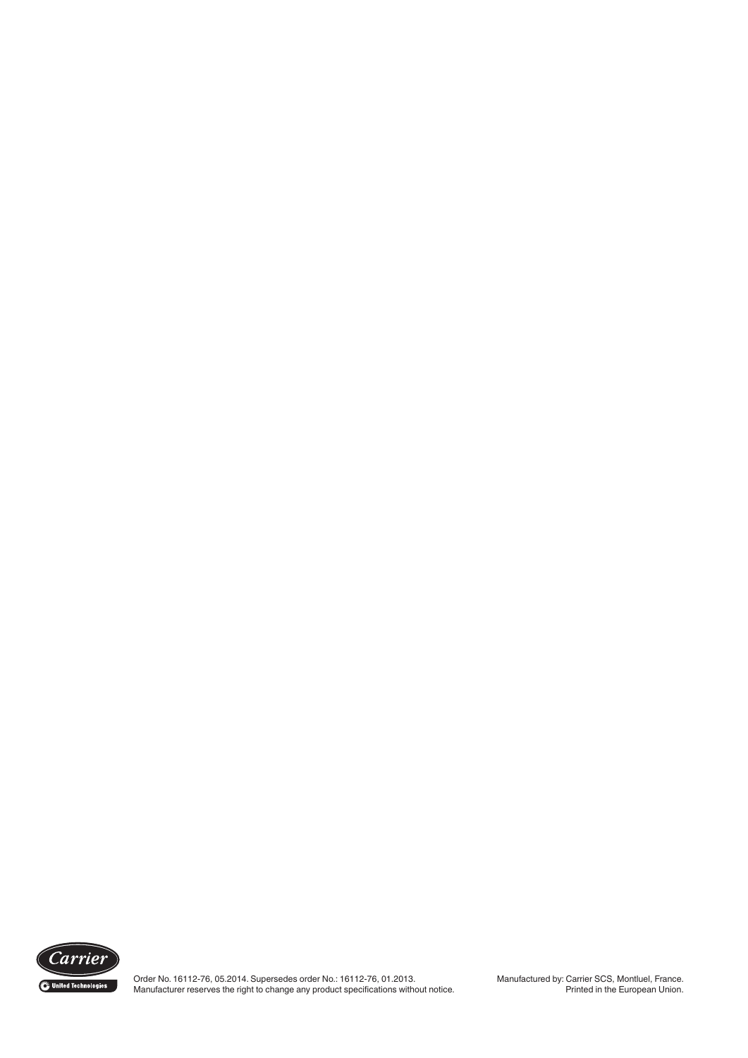Order No. 16112-76, 05.2014. Supersedes order No.: 16112-76, 01.2013.
Manufacturer reserves the right to change any product specifications without notice.

Manufactured by: Carrier SCS, Montluel, France.
Printed in the European Union.